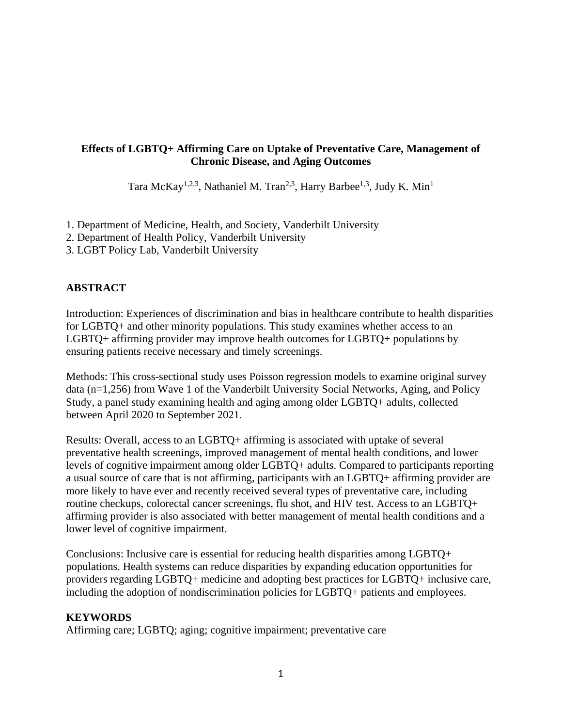# Effects of LGBTQ+ Affirming Care on Uptake of Preventative Care, Management of Chronic Disease, and Aging Outcomes

Tara McKay[1,2,3], Nathaniel M. Tran[2,3], Harry Barbee[1,3], Judy K. Min[1]

1. Department of Medicine, Health, and Society, Vanderbilt University
2. Department of Health Policy, Vanderbilt University
3. LGBT Policy Lab, Vanderbilt University

## ABSTRACT

Introduction: Experiences of discrimination and bias in healthcare contribute to health disparities for LGBTQ+ and other minority populations. This study examines whether access to an LGBTQ+ affirming provider may improve health outcomes for LGBTQ+ populations by ensuring patients receive necessary and timely screenings.

Methods: This cross-sectional study uses Poisson regression models to examine original survey data (n=1,256) from Wave 1 of the Vanderbilt University Social Networks, Aging, and Policy Study, a panel study examining health and aging among older LGBTQ+ adults, collected between April 2020 to September 2021.

Results: Overall, access to an LGBTQ+ affirming is associated with uptake of several preventative health screenings, improved management of mental health conditions, and lower levels of cognitive impairment among older LGBTQ+ adults. Compared to participants reporting a usual source of care that is not affirming, participants with an LGBTQ+ affirming provider are more likely to have ever and recently received several types of preventative care, including routine checkups, colorectal cancer screenings, flu shot, and HIV test. Access to an LGBTQ+ affirming provider is also associated with better management of mental health conditions and a lower level of cognitive impairment.

Conclusions: Inclusive care is essential for reducing health disparities among LGBTQ+ populations. Health systems can reduce disparities by expanding education opportunities for providers regarding LGBTQ+ medicine and adopting best practices for LGBTQ+ inclusive care, including the adoption of nondiscrimination policies for LGBTQ+ patients and employees.

## KEYWORDS

Affirming care; LGBTQ; aging; cognitive impairment; preventative care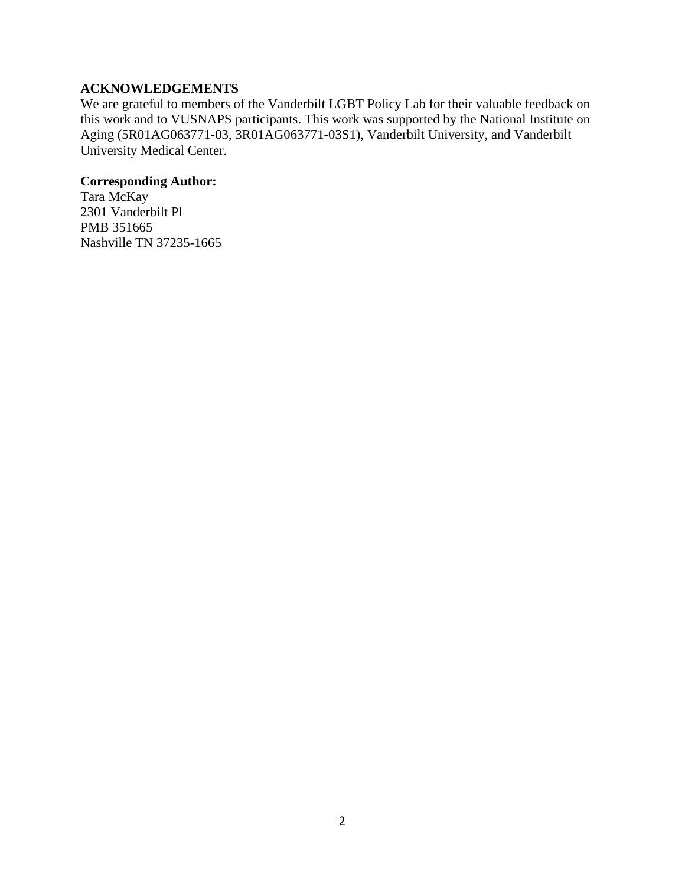## ACKNOWLEDGEMENTS

We are grateful to members of the Vanderbilt LGBT Policy Lab for their valuable feedback on this work and to VUSNAPS participants. This work was supported by the National Institute on Aging (5R01AG063771-03, 3R01AG063771-03S1), Vanderbilt University, and Vanderbilt University Medical Center.

**Corresponding Author:**

Tara McKay
2301 Vanderbilt Pl
PMB 351665
Nashville TN 37235-1665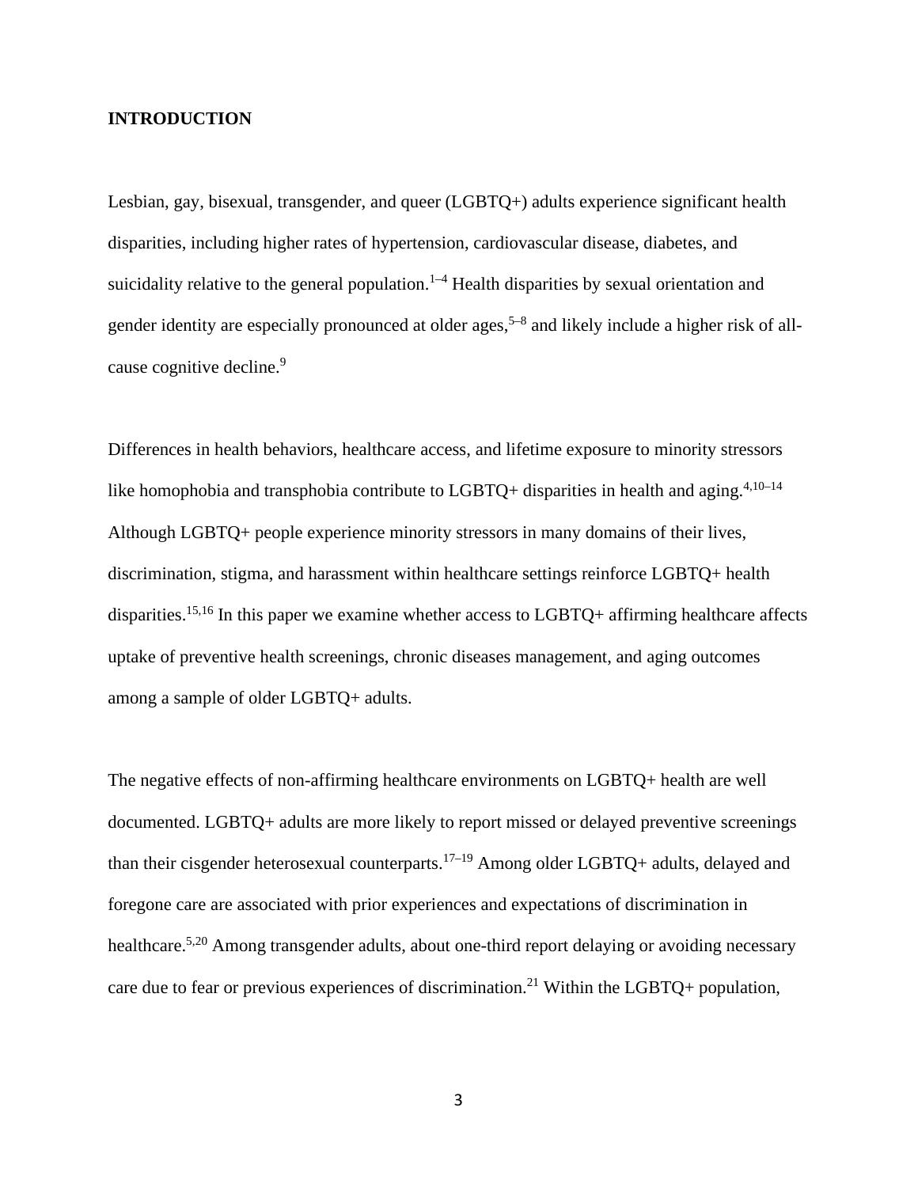# INTRODUCTION

Lesbian, gay, bisexual, transgender, and queer (LGBTQ+) adults experience significant health disparities, including higher rates of hypertension, cardiovascular disease, diabetes, and suicidality relative to the general population.[1–4] Health disparities by sexual orientation and gender identity are especially pronounced at older ages,[5–8] and likely include a higher risk of all-cause cognitive decline.[9]

Differences in health behaviors, healthcare access, and lifetime exposure to minority stressors like homophobia and transphobia contribute to LGBTQ+ disparities in health and aging.[4,10–14] Although LGBTQ+ people experience minority stressors in many domains of their lives, discrimination, stigma, and harassment within healthcare settings reinforce LGBTQ+ health disparities.[15,16] In this paper we examine whether access to LGBTQ+ affirming healthcare affects uptake of preventive health screenings, chronic diseases management, and aging outcomes among a sample of older LGBTQ+ adults.

The negative effects of non-affirming healthcare environments on LGBTQ+ health are well documented. LGBTQ+ adults are more likely to report missed or delayed preventive screenings than their cisgender heterosexual counterparts.[17–19] Among older LGBTQ+ adults, delayed and foregone care are associated with prior experiences and expectations of discrimination in healthcare.[5,20] Among transgender adults, about one-third report delaying or avoiding necessary care due to fear or previous experiences of discrimination.[21] Within the LGBTQ+ population,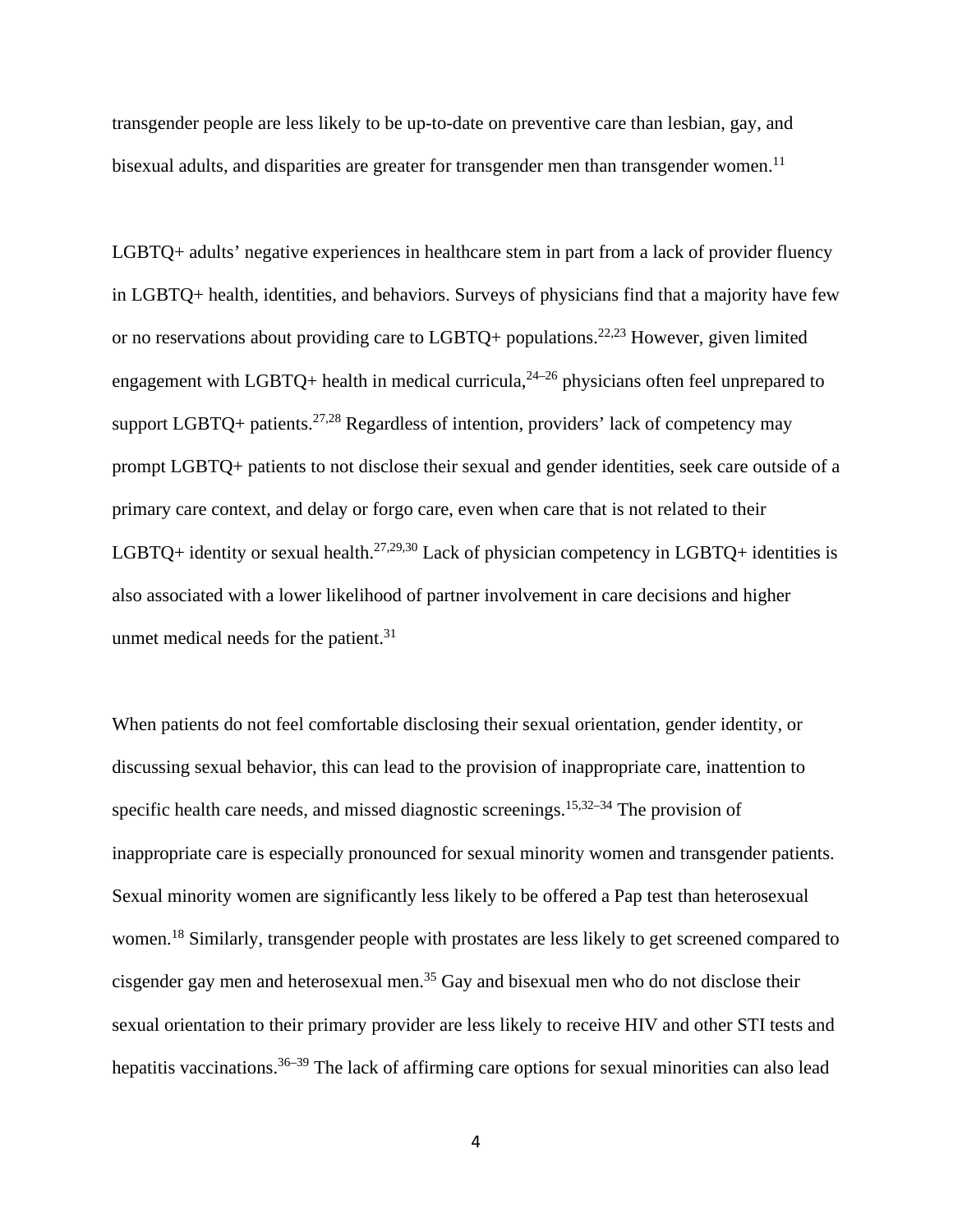transgender people are less likely to be up-to-date on preventive care than lesbian, gay, and bisexual adults, and disparities are greater for transgender men than transgender women.[11]

LGBTQ+ adults' negative experiences in healthcare stem in part from a lack of provider fluency in LGBTQ+ health, identities, and behaviors. Surveys of physicians find that a majority have few or no reservations about providing care to LGBTQ+ populations.[22,23] However, given limited engagement with LGBTQ+ health in medical curricula,[24–26] physicians often feel unprepared to support LGBTQ+ patients.[27,28] Regardless of intention, providers' lack of competency may prompt LGBTQ+ patients to not disclose their sexual and gender identities, seek care outside of a primary care context, and delay or forgo care, even when care that is not related to their LGBTQ+ identity or sexual health.[27,29,30] Lack of physician competency in LGBTQ+ identities is also associated with a lower likelihood of partner involvement in care decisions and higher unmet medical needs for the patient.[31]

When patients do not feel comfortable disclosing their sexual orientation, gender identity, or discussing sexual behavior, this can lead to the provision of inappropriate care, inattention to specific health care needs, and missed diagnostic screenings.[15,32–34] The provision of inappropriate care is especially pronounced for sexual minority women and transgender patients. Sexual minority women are significantly less likely to be offered a Pap test than heterosexual women.[18] Similarly, transgender people with prostates are less likely to get screened compared to cisgender gay men and heterosexual men.[35] Gay and bisexual men who do not disclose their sexual orientation to their primary provider are less likely to receive HIV and other STI tests and hepatitis vaccinations.[36–39] The lack of affirming care options for sexual minorities can also lead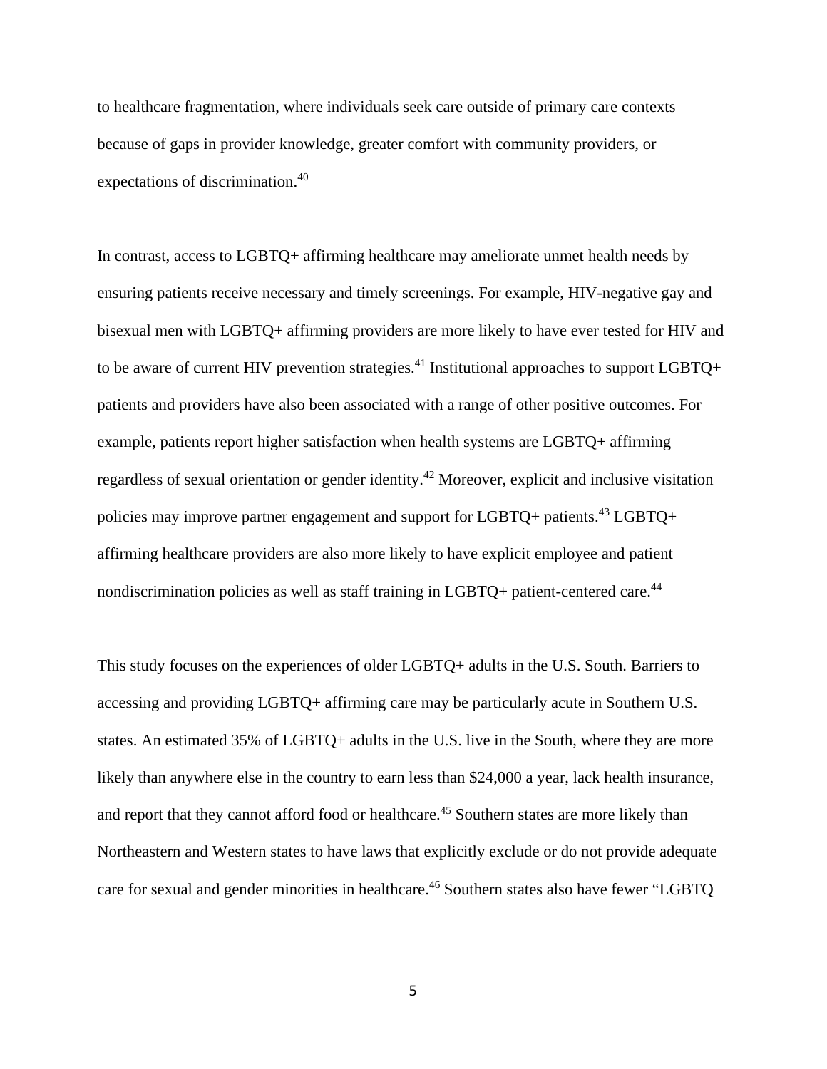to healthcare fragmentation, where individuals seek care outside of primary care contexts because of gaps in provider knowledge, greater comfort with community providers, or expectations of discrimination.[40]

In contrast, access to LGBTQ+ affirming healthcare may ameliorate unmet health needs by ensuring patients receive necessary and timely screenings. For example, HIV-negative gay and bisexual men with LGBTQ+ affirming providers are more likely to have ever tested for HIV and to be aware of current HIV prevention strategies.[41] Institutional approaches to support LGBTQ+ patients and providers have also been associated with a range of other positive outcomes. For example, patients report higher satisfaction when health systems are LGBTQ+ affirming regardless of sexual orientation or gender identity.[42] Moreover, explicit and inclusive visitation policies may improve partner engagement and support for LGBTQ+ patients.[43] LGBTQ+ affirming healthcare providers are also more likely to have explicit employee and patient nondiscrimination policies as well as staff training in LGBTQ+ patient-centered care.[44]

This study focuses on the experiences of older LGBTQ+ adults in the U.S. South. Barriers to accessing and providing LGBTQ+ affirming care may be particularly acute in Southern U.S. states. An estimated 35% of LGBTQ+ adults in the U.S. live in the South, where they are more likely than anywhere else in the country to earn less than $24,000 a year, lack health insurance, and report that they cannot afford food or healthcare.[45] Southern states are more likely than Northeastern and Western states to have laws that explicitly exclude or do not provide adequate care for sexual and gender minorities in healthcare.[46] Southern states also have fewer "LGBTQ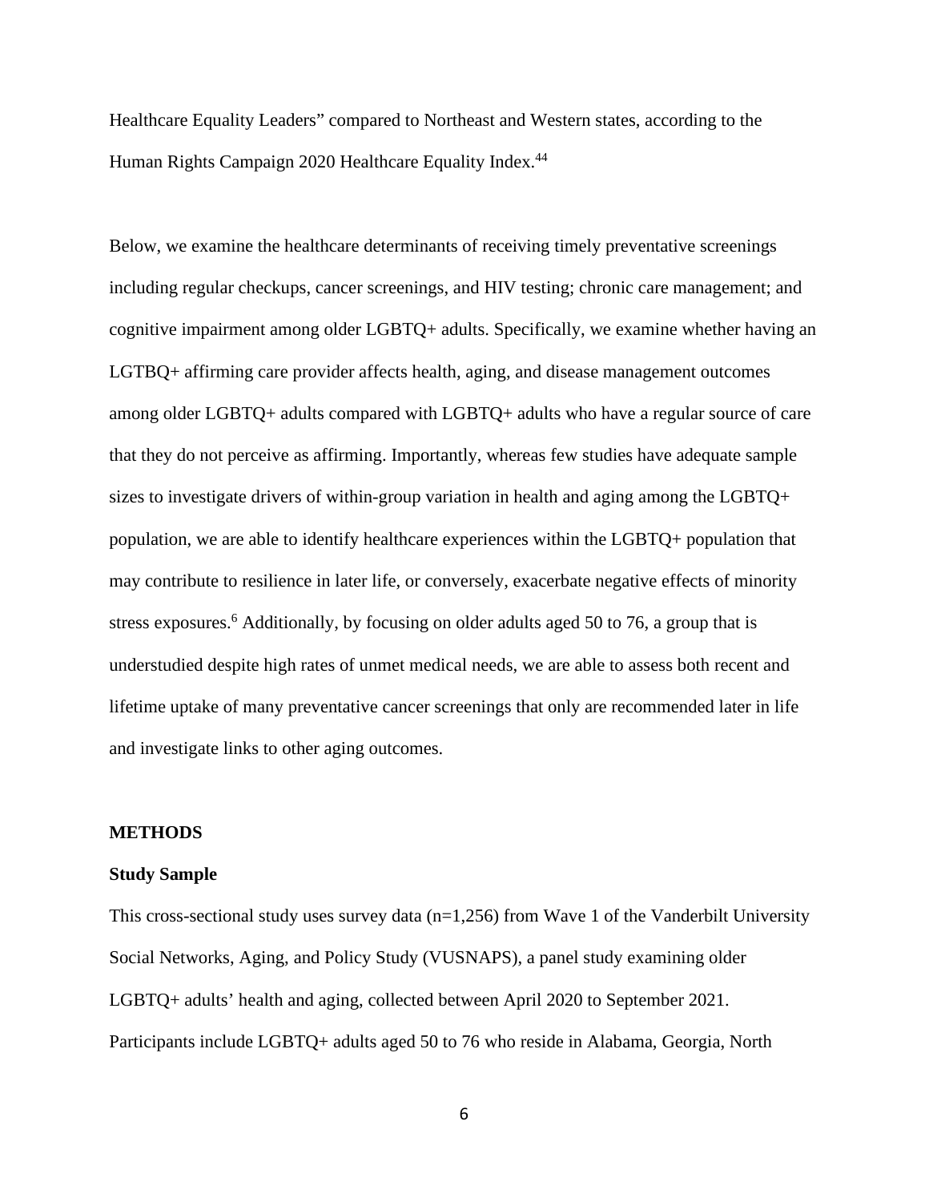Healthcare Equality Leaders" compared to Northeast and Western states, according to the Human Rights Campaign 2020 Healthcare Equality Index.[44]

Below, we examine the healthcare determinants of receiving timely preventative screenings including regular checkups, cancer screenings, and HIV testing; chronic care management; and cognitive impairment among older LGBTQ+ adults. Specifically, we examine whether having an LGTBQ+ affirming care provider affects health, aging, and disease management outcomes among older LGBTQ+ adults compared with LGBTQ+ adults who have a regular source of care that they do not perceive as affirming. Importantly, whereas few studies have adequate sample sizes to investigate drivers of within-group variation in health and aging among the LGBTQ+ population, we are able to identify healthcare experiences within the LGBTQ+ population that may contribute to resilience in later life, or conversely, exacerbate negative effects of minority stress exposures.[6] Additionally, by focusing on older adults aged 50 to 76, a group that is understudied despite high rates of unmet medical needs, we are able to assess both recent and lifetime uptake of many preventative cancer screenings that only are recommended later in life and investigate links to other aging outcomes.

## METHODS

### Study Sample

This cross-sectional study uses survey data (n=1,256) from Wave 1 of the Vanderbilt University Social Networks, Aging, and Policy Study (VUSNAPS), a panel study examining older LGBTQ+ adults' health and aging, collected between April 2020 to September 2021. Participants include LGBTQ+ adults aged 50 to 76 who reside in Alabama, Georgia, North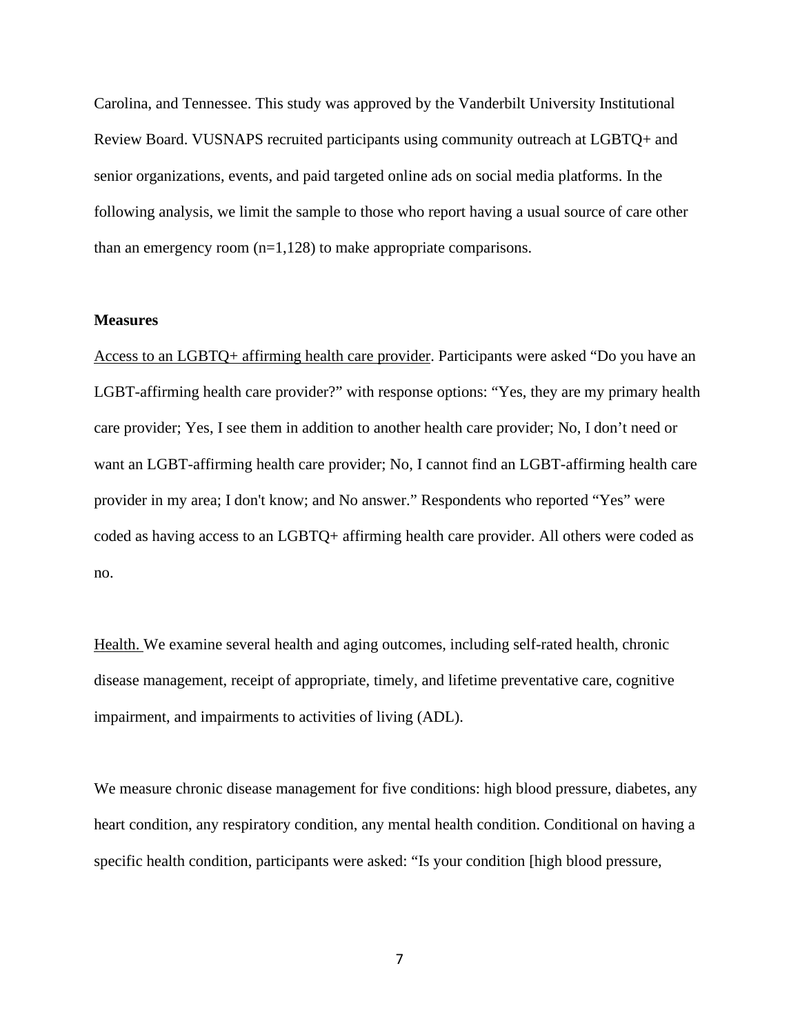Carolina, and Tennessee. This study was approved by the Vanderbilt University Institutional Review Board. VUSNAPS recruited participants using community outreach at LGBTQ+ and senior organizations, events, and paid targeted online ads on social media platforms. In the following analysis, we limit the sample to those who report having a usual source of care other than an emergency room (n=1,128) to make appropriate comparisons.

**Measures**

Access to an LGBTQ+ affirming health care provider. Participants were asked "Do you have an LGBT-affirming health care provider?" with response options: "Yes, they are my primary health care provider; Yes, I see them in addition to another health care provider; No, I don't need or want an LGBT-affirming health care provider; No, I cannot find an LGBT-affirming health care provider in my area; I don't know; and No answer." Respondents who reported "Yes" were coded as having access to an LGBTQ+ affirming health care provider. All others were coded as no.

Health. We examine several health and aging outcomes, including self-rated health, chronic disease management, receipt of appropriate, timely, and lifetime preventative care, cognitive impairment, and impairments to activities of living (ADL).

We measure chronic disease management for five conditions: high blood pressure, diabetes, any heart condition, any respiratory condition, any mental health condition. Conditional on having a specific health condition, participants were asked: "Is your condition [high blood pressure,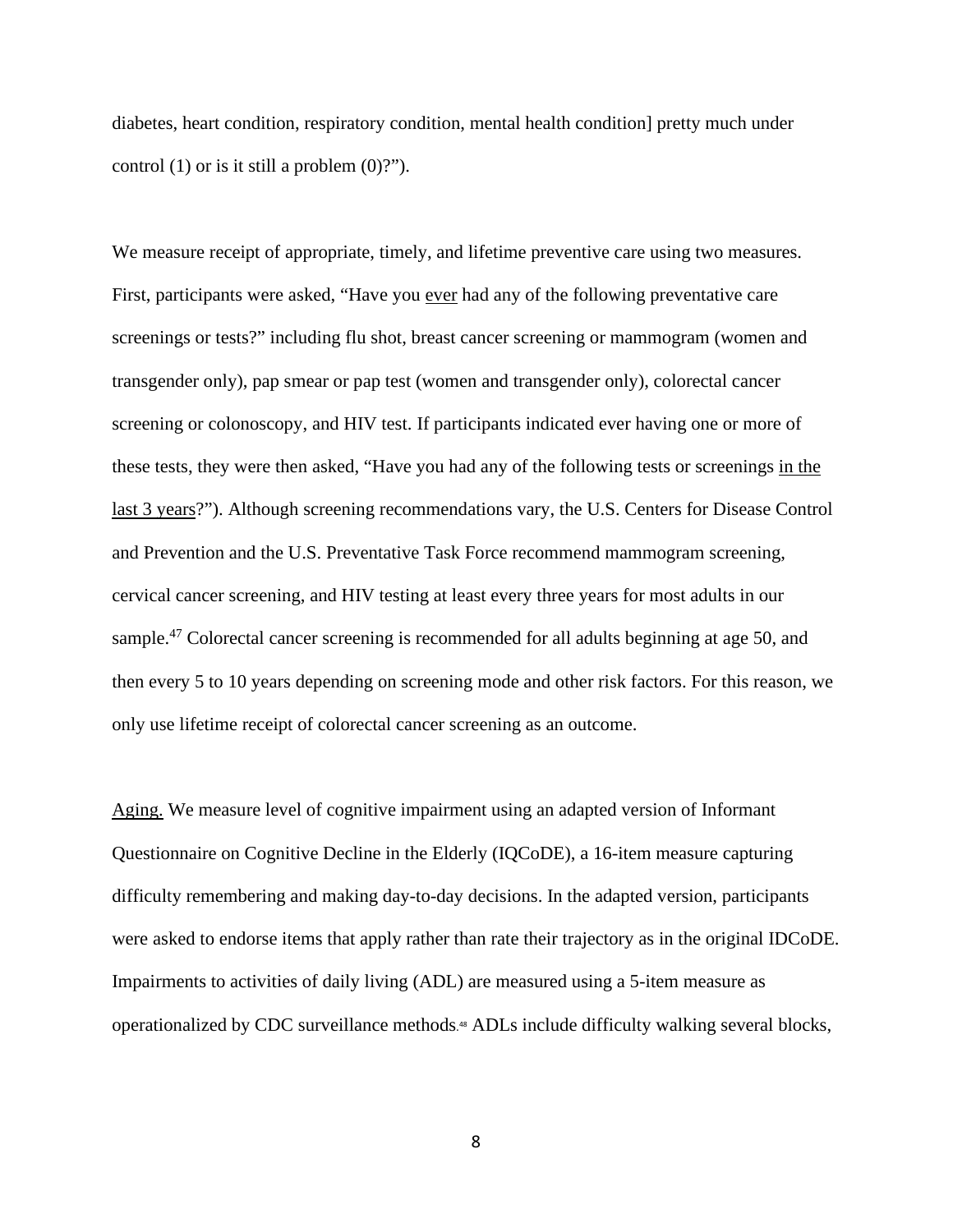diabetes, heart condition, respiratory condition, mental health condition] pretty much under control (1) or is it still a problem (0)?").

We measure receipt of appropriate, timely, and lifetime preventive care using two measures. First, participants were asked, "Have you ever had any of the following preventative care screenings or tests?" including flu shot, breast cancer screening or mammogram (women and transgender only), pap smear or pap test (women and transgender only), colorectal cancer screening or colonoscopy, and HIV test. If participants indicated ever having one or more of these tests, they were then asked, "Have you had any of the following tests or screenings in the last 3 years?"). Although screening recommendations vary, the U.S. Centers for Disease Control and Prevention and the U.S. Preventative Task Force recommend mammogram screening, cervical cancer screening, and HIV testing at least every three years for most adults in our sample.[47] Colorectal cancer screening is recommended for all adults beginning at age 50, and then every 5 to 10 years depending on screening mode and other risk factors. For this reason, we only use lifetime receipt of colorectal cancer screening as an outcome.

Aging. We measure level of cognitive impairment using an adapted version of Informant Questionnaire on Cognitive Decline in the Elderly (IQCoDE), a 16-item measure capturing difficulty remembering and making day-to-day decisions. In the adapted version, participants were asked to endorse items that apply rather than rate their trajectory as in the original IDCoDE. Impairments to activities of daily living (ADL) are measured using a 5-item measure as operationalized by CDC surveillance methods.[48] ADLs include difficulty walking several blocks,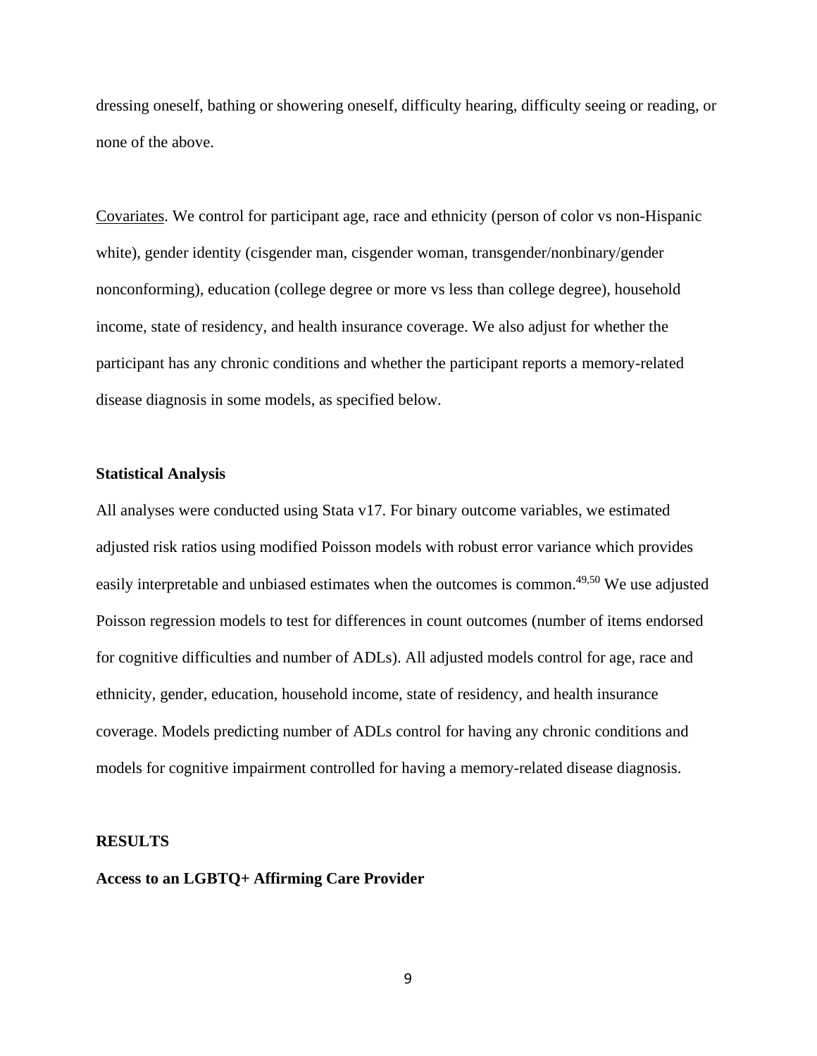dressing oneself, bathing or showering oneself, difficulty hearing, difficulty seeing or reading, or none of the above.

Covariates. We control for participant age, race and ethnicity (person of color vs non-Hispanic white), gender identity (cisgender man, cisgender woman, transgender/nonbinary/gender nonconforming), education (college degree or more vs less than college degree), household income, state of residency, and health insurance coverage. We also adjust for whether the participant has any chronic conditions and whether the participant reports a memory-related disease diagnosis in some models, as specified below.

**Statistical Analysis**

All analyses were conducted using Stata v17. For binary outcome variables, we estimated adjusted risk ratios using modified Poisson models with robust error variance which provides easily interpretable and unbiased estimates when the outcomes is common.[49,50] We use adjusted Poisson regression models to test for differences in count outcomes (number of items endorsed for cognitive difficulties and number of ADLs). All adjusted models control for age, race and ethnicity, gender, education, household income, state of residency, and health insurance coverage. Models predicting number of ADLs control for having any chronic conditions and models for cognitive impairment controlled for having a memory-related disease diagnosis.

## RESULTS

**Access to an LGBTQ+ Affirming Care Provider**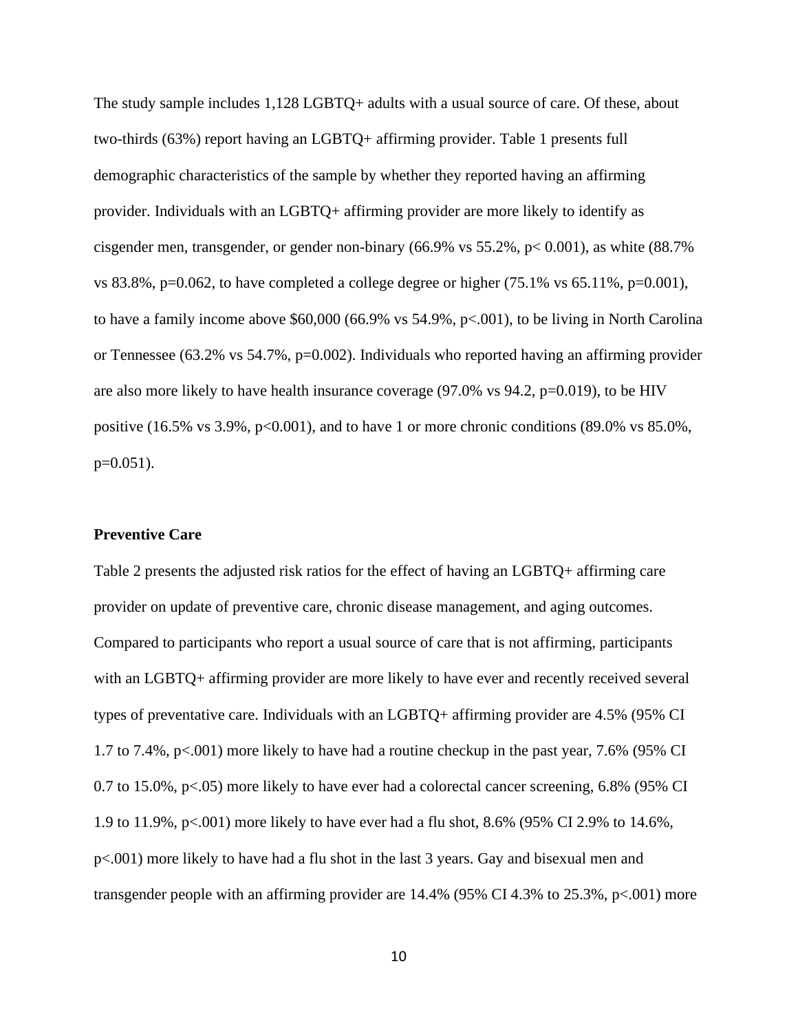The study sample includes 1,128 LGBTQ+ adults with a usual source of care. Of these, about two-thirds (63%) report having an LGBTQ+ affirming provider. Table 1 presents full demographic characteristics of the sample by whether they reported having an affirming provider. Individuals with an LGBTQ+ affirming provider are more likely to identify as cisgender men, transgender, or gender non-binary (66.9% vs 55.2%, $p < 0.001$), as white (88.7% vs 83.8%, $p = 0.062$, to have completed a college degree or higher (75.1% vs 65.11%, $p = 0.001$), to have a family income above $60,000 (66.9% vs 54.9%, $p < .001$), to be living in North Carolina or Tennessee (63.2% vs 54.7%, $p = 0.002$). Individuals who reported having an affirming provider are also more likely to have health insurance coverage (97.0% vs 94.2, $p = 0.019$), to be HIV positive (16.5% vs 3.9%, $p < 0.001$), and to have 1 or more chronic conditions (89.0% vs 85.0%, $p = 0.051$).

**Preventive Care**

Table 2 presents the adjusted risk ratios for the effect of having an LGBTQ+ affirming care provider on update of preventive care, chronic disease management, and aging outcomes. Compared to participants who report a usual source of care that is not affirming, participants with an LGBTQ+ affirming provider are more likely to have ever and recently received several types of preventative care. Individuals with an LGBTQ+ affirming provider are 4.5% (95% CI 1.7 to 7.4%, $p < .001$) more likely to have had a routine checkup in the past year, 7.6% (95% CI 0.7 to 15.0%, $p < .05$) more likely to have ever had a colorectal cancer screening, 6.8% (95% CI 1.9 to 11.9%, $p < .001$) more likely to have ever had a flu shot, 8.6% (95% CI 2.9% to 14.6%, $p < .001$) more likely to have had a flu shot in the last 3 years. Gay and bisexual men and transgender people with an affirming provider are 14.4% (95% CI 4.3% to 25.3%, $p < .001$) more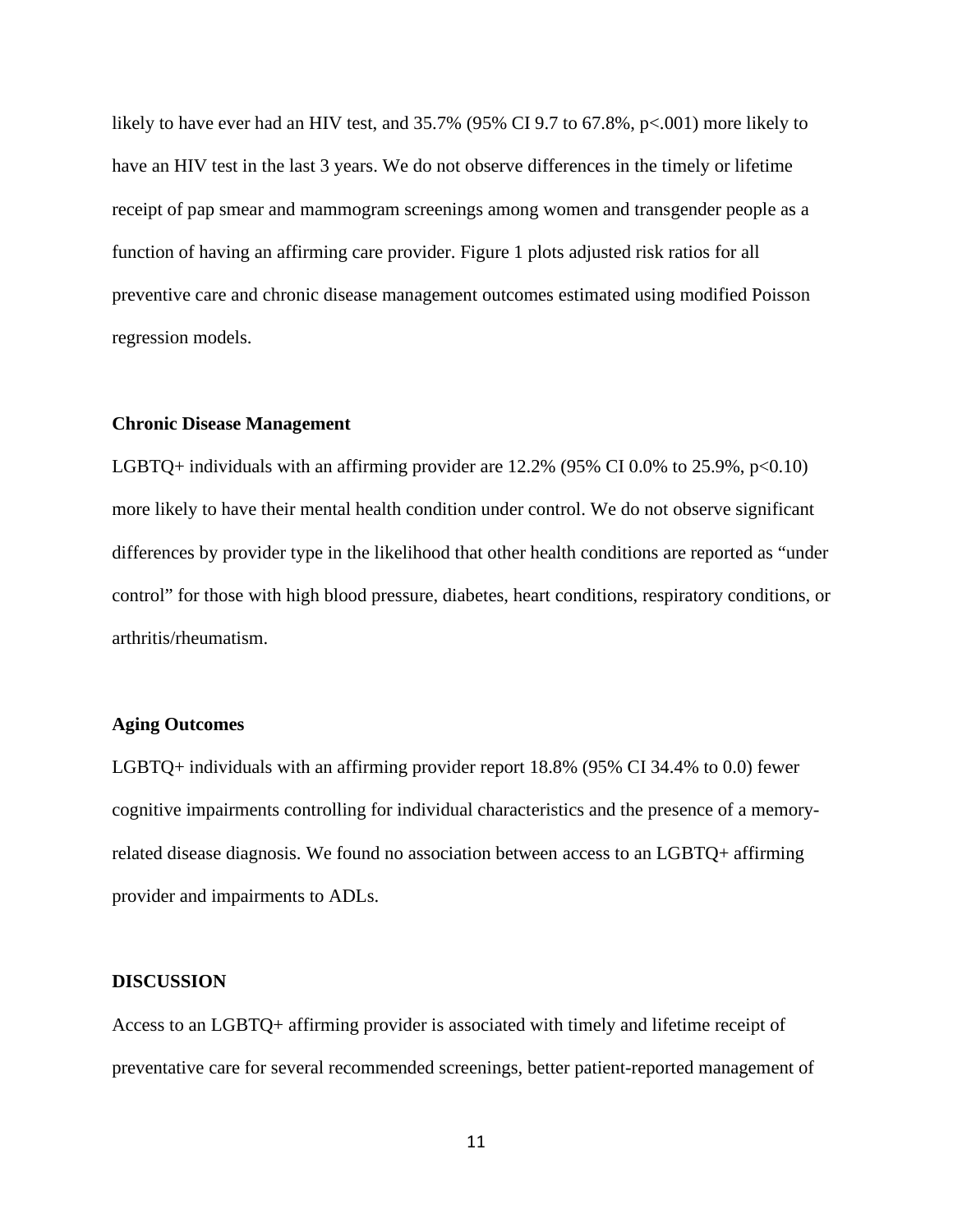likely to have ever had an HIV test, and 35.7% (95% CI 9.7 to 67.8%, $p<.001$) more likely to have an HIV test in the last 3 years. We do not observe differences in the timely or lifetime receipt of pap smear and mammogram screenings among women and transgender people as a function of having an affirming care provider. Figure 1 plots adjusted risk ratios for all preventive care and chronic disease management outcomes estimated using modified Poisson regression models.

### Chronic Disease Management

LGBTQ+ individuals with an affirming provider are 12.2% (95% CI 0.0% to 25.9%, $p<0.10$) more likely to have their mental health condition under control. We do not observe significant differences by provider type in the likelihood that other health conditions are reported as "under control" for those with high blood pressure, diabetes, heart conditions, respiratory conditions, or arthritis/rheumatism.

### Aging Outcomes

LGBTQ+ individuals with an affirming provider report 18.8% (95% CI 34.4% to 0.0) fewer cognitive impairments controlling for individual characteristics and the presence of a memory-related disease diagnosis. We found no association between access to an LGBTQ+ affirming provider and impairments to ADLs.

## DISCUSSION

Access to an LGBTQ+ affirming provider is associated with timely and lifetime receipt of preventative care for several recommended screenings, better patient-reported management of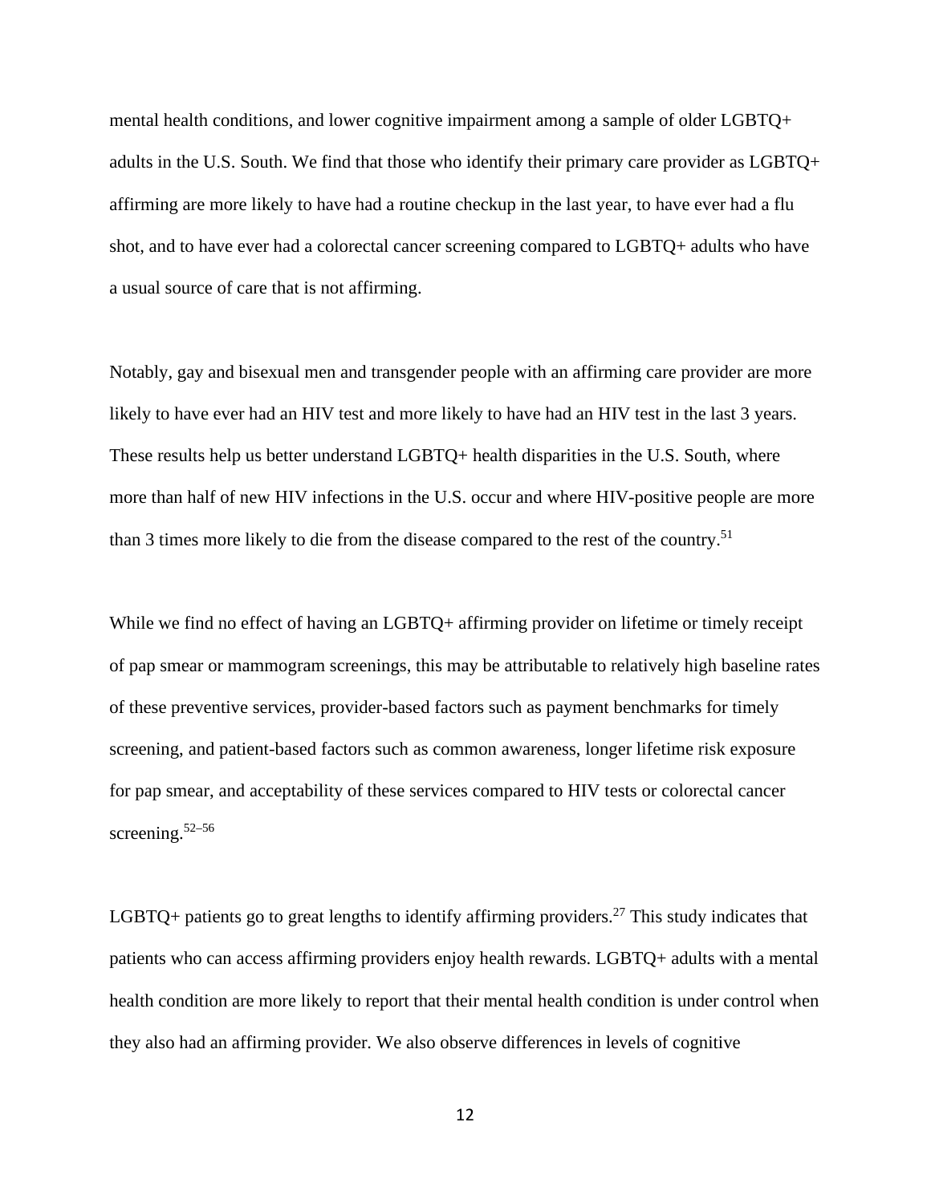mental health conditions, and lower cognitive impairment among a sample of older LGBTQ+ adults in the U.S. South. We find that those who identify their primary care provider as LGBTQ+ affirming are more likely to have had a routine checkup in the last year, to have ever had a flu shot, and to have ever had a colorectal cancer screening compared to LGBTQ+ adults who have a usual source of care that is not affirming.

Notably, gay and bisexual men and transgender people with an affirming care provider are more likely to have ever had an HIV test and more likely to have had an HIV test in the last 3 years. These results help us better understand LGBTQ+ health disparities in the U.S. South, where more than half of new HIV infections in the U.S. occur and where HIV-positive people are more than 3 times more likely to die from the disease compared to the rest of the country.[51]

While we find no effect of having an LGBTQ+ affirming provider on lifetime or timely receipt of pap smear or mammogram screenings, this may be attributable to relatively high baseline rates of these preventive services, provider-based factors such as payment benchmarks for timely screening, and patient-based factors such as common awareness, longer lifetime risk exposure for pap smear, and acceptability of these services compared to HIV tests or colorectal cancer screening.[52–56]

LGBTQ+ patients go to great lengths to identify affirming providers.[27] This study indicates that patients who can access affirming providers enjoy health rewards. LGBTQ+ adults with a mental health condition are more likely to report that their mental health condition is under control when they also had an affirming provider. We also observe differences in levels of cognitive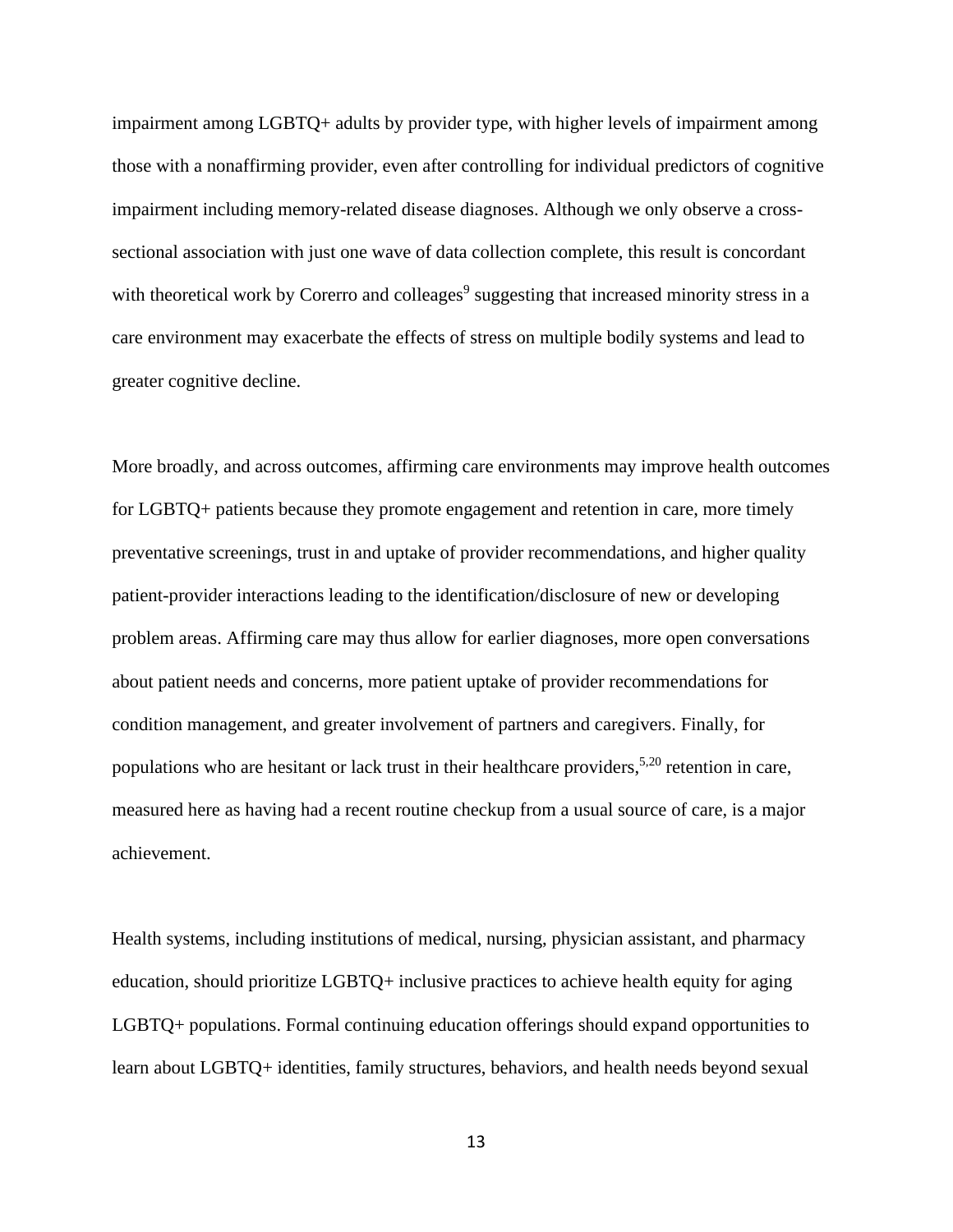impairment among LGBTQ+ adults by provider type, with higher levels of impairment among those with a nonaffirming provider, even after controlling for individual predictors of cognitive impairment including memory-related disease diagnoses. Although we only observe a cross-sectional association with just one wave of data collection complete, this result is concordant with theoretical work by Corerro and colleagues[9] suggesting that increased minority stress in a care environment may exacerbate the effects of stress on multiple bodily systems and lead to greater cognitive decline.

More broadly, and across outcomes, affirming care environments may improve health outcomes for LGBTQ+ patients because they promote engagement and retention in care, more timely preventative screenings, trust in and uptake of provider recommendations, and higher quality patient-provider interactions leading to the identification/disclosure of new or developing problem areas. Affirming care may thus allow for earlier diagnoses, more open conversations about patient needs and concerns, more patient uptake of provider recommendations for condition management, and greater involvement of partners and caregivers. Finally, for populations who are hesitant or lack trust in their healthcare providers,[5,20] retention in care, measured here as having had a recent routine checkup from a usual source of care, is a major achievement.

Health systems, including institutions of medical, nursing, physician assistant, and pharmacy education, should prioritize LGBTQ+ inclusive practices to achieve health equity for aging LGBTQ+ populations. Formal continuing education offerings should expand opportunities to learn about LGBTQ+ identities, family structures, behaviors, and health needs beyond sexual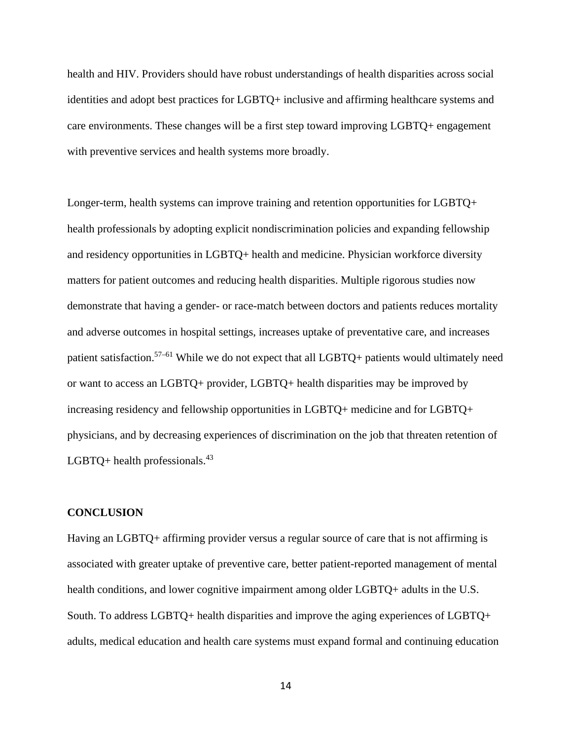health and HIV. Providers should have robust understandings of health disparities across social identities and adopt best practices for LGBTQ+ inclusive and affirming healthcare systems and care environments. These changes will be a first step toward improving LGBTQ+ engagement with preventive services and health systems more broadly.

Longer-term, health systems can improve training and retention opportunities for LGBTQ+ health professionals by adopting explicit nondiscrimination policies and expanding fellowship and residency opportunities in LGBTQ+ health and medicine. Physician workforce diversity matters for patient outcomes and reducing health disparities. Multiple rigorous studies now demonstrate that having a gender- or race-match between doctors and patients reduces mortality and adverse outcomes in hospital settings, increases uptake of preventative care, and increases patient satisfaction.[57–61] While we do not expect that all LGBTQ+ patients would ultimately need or want to access an LGBTQ+ provider, LGBTQ+ health disparities may be improved by increasing residency and fellowship opportunities in LGBTQ+ medicine and for LGBTQ+ physicians, and by decreasing experiences of discrimination on the job that threaten retention of LGBTQ+ health professionals.[43]

## CONCLUSION

Having an LGBTQ+ affirming provider versus a regular source of care that is not affirming is associated with greater uptake of preventive care, better patient-reported management of mental health conditions, and lower cognitive impairment among older LGBTQ+ adults in the U.S. South. To address LGBTQ+ health disparities and improve the aging experiences of LGBTQ+ adults, medical education and health care systems must expand formal and continuing education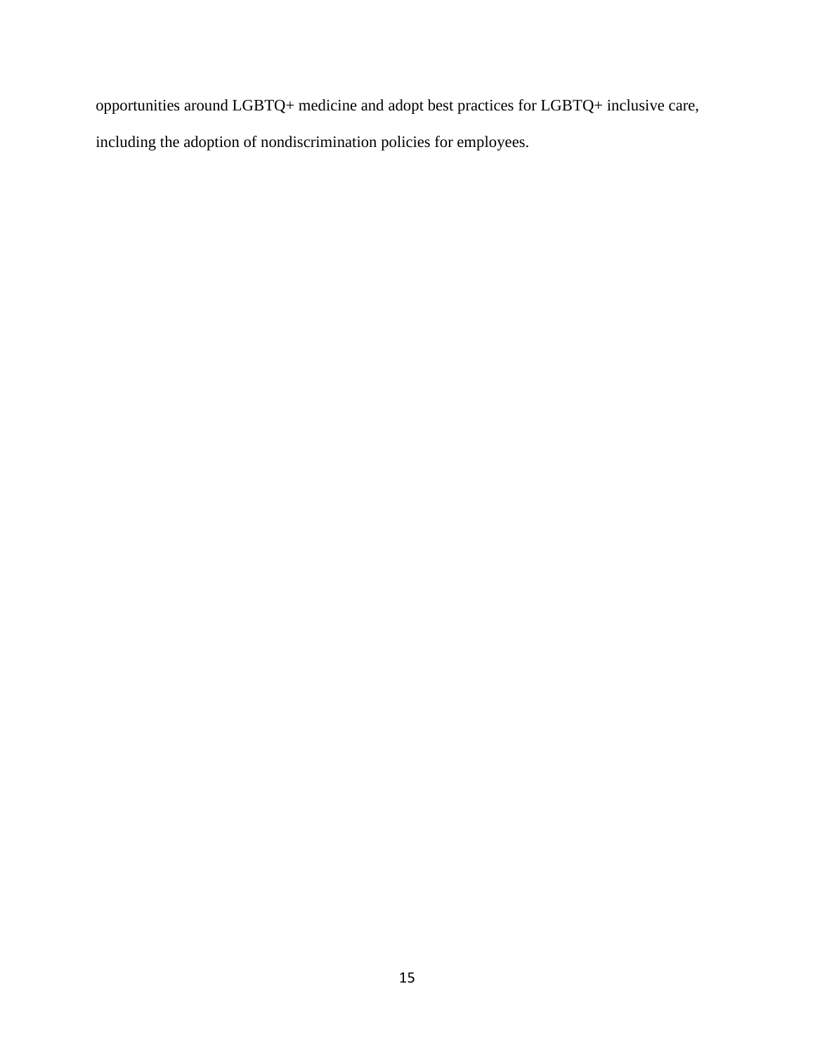opportunities around LGBTQ+ medicine and adopt best practices for LGBTQ+ inclusive care, including the adoption of nondiscrimination policies for employees.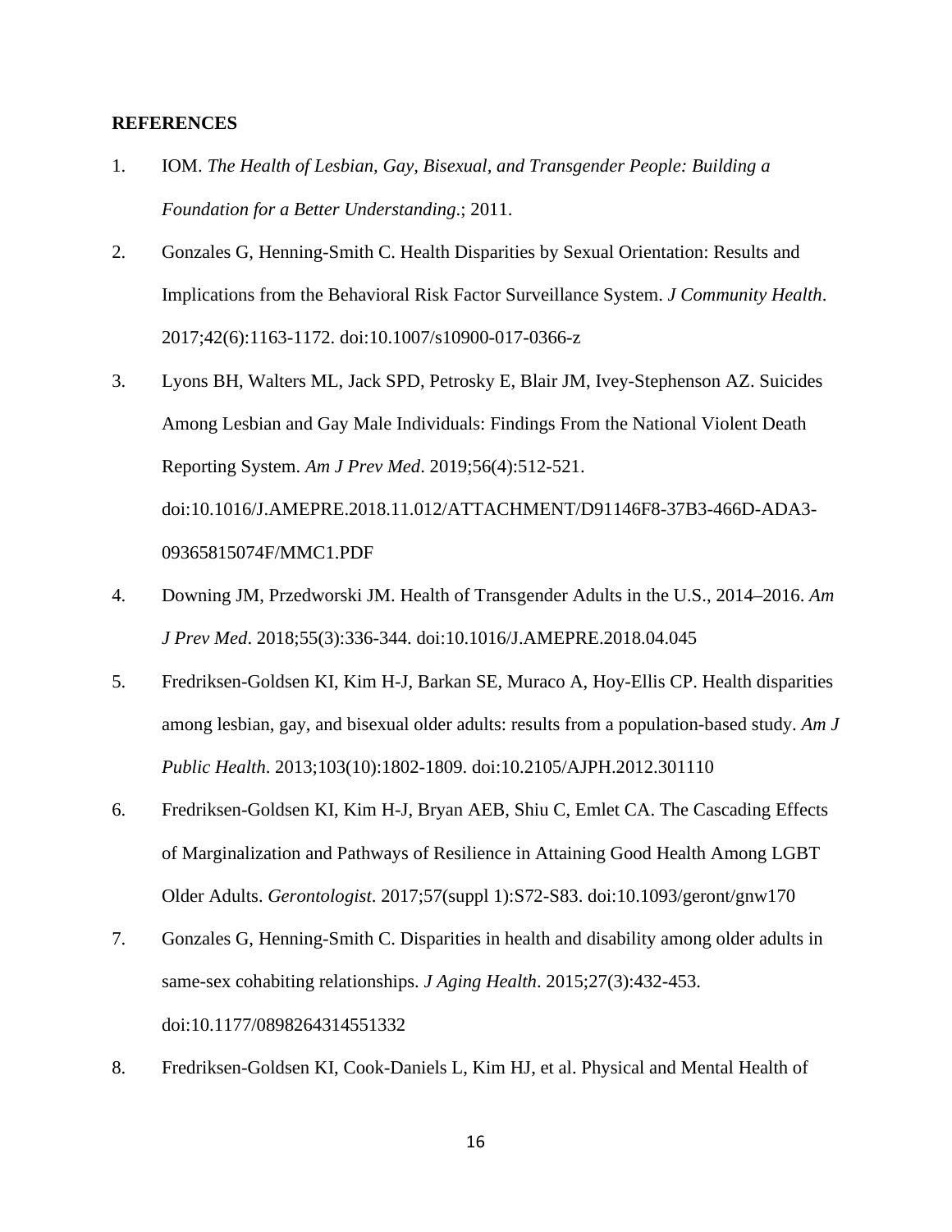**REFERENCES**

1. IOM. *The Health of Lesbian, Gay, Bisexual, and Transgender People: Building a Foundation for a Better Understanding*.; 2011.
2. Gonzales G, Henning-Smith C. Health Disparities by Sexual Orientation: Results and Implications from the Behavioral Risk Factor Surveillance System. *J Community Health*. 2017;42(6):1163-1172. doi:10.1007/s10900-017-0366-z
3. Lyons BH, Walters ML, Jack SPD, Petrosky E, Blair JM, Ivey-Stephenson AZ. Suicides Among Lesbian and Gay Male Individuals: Findings From the National Violent Death Reporting System. *Am J Prev Med*. 2019;56(4):512-521. doi:10.1016/J.AMEPRE.2018.11.012/ATTACHMENT/D91146F8-37B3-466D-ADA3-09365815074F/MMC1.PDF
4. Downing JM, Przedworski JM. Health of Transgender Adults in the U.S., 2014–2016. *Am J Prev Med*. 2018;55(3):336-344. doi:10.1016/J.AMEPRE.2018.04.045
5. Fredriksen-Goldsen KI, Kim H-J, Barkan SE, Muraco A, Hoy-Ellis CP. Health disparities among lesbian, gay, and bisexual older adults: results from a population-based study. *Am J Public Health*. 2013;103(10):1802-1809. doi:10.2105/AJPH.2012.301110
6. Fredriksen-Goldsen KI, Kim H-J, Bryan AEB, Shiu C, Emlet CA. The Cascading Effects of Marginalization and Pathways of Resilience in Attaining Good Health Among LGBT Older Adults. *Gerontologist*. 2017;57(suppl 1):S72-S83. doi:10.1093/geront/gnw170
7. Gonzales G, Henning-Smith C. Disparities in health and disability among older adults in same-sex cohabiting relationships. *J Aging Health*. 2015;27(3):432-453. doi:10.1177/0898264314551332
8. Fredriksen-Goldsen KI, Cook-Daniels L, Kim HJ, et al. Physical and Mental Health of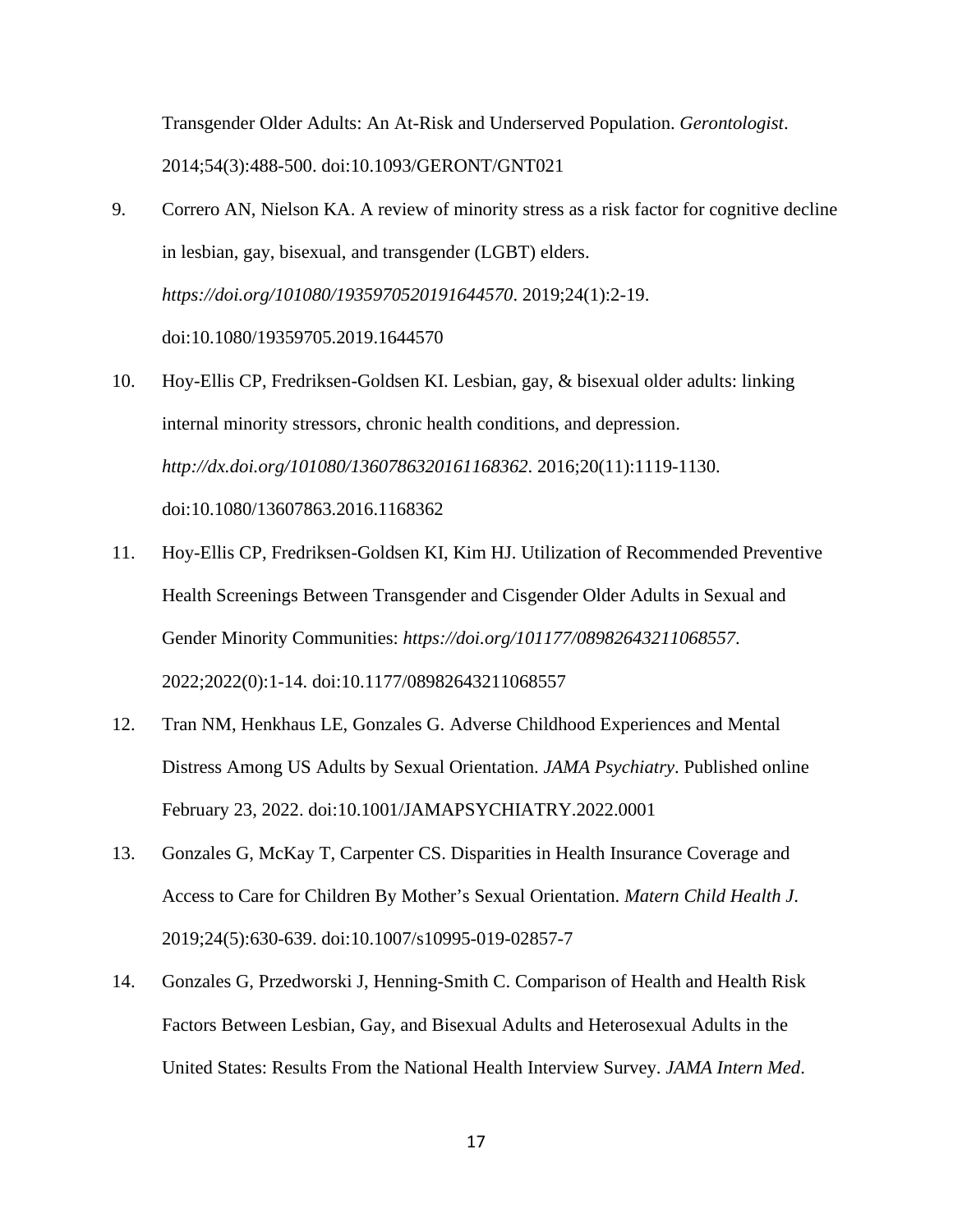Transgender Older Adults: An At-Risk and Underserved Population. *Gerontologist*. 2014;54(3):488-500. doi:10.1093/GERONT/GNT021

9. Correro AN, Nielson KA. A review of minority stress as a risk factor for cognitive decline in lesbian, gay, bisexual, and transgender (LGBT) elders. *https://doi.org/101080/1935970520191644570*. 2019;24(1):2-19. doi:10.1080/19359705.2019.1644570

10. Hoy-Ellis CP, Fredriksen-Goldsen KI. Lesbian, gay, & bisexual older adults: linking internal minority stressors, chronic health conditions, and depression. *http://dx.doi.org/101080/1360786320161168362*. 2016;20(11):1119-1130. doi:10.1080/13607863.2016.1168362

11. Hoy-Ellis CP, Fredriksen-Goldsen KI, Kim HJ. Utilization of Recommended Preventive Health Screenings Between Transgender and Cisgender Older Adults in Sexual and Gender Minority Communities: *https://doi.org/101177/08982643211068557*. 2022;2022(0):1-14. doi:10.1177/08982643211068557

12. Tran NM, Henkhaus LE, Gonzales G. Adverse Childhood Experiences and Mental Distress Among US Adults by Sexual Orientation. *JAMA Psychiatry*. Published online February 23, 2022. doi:10.1001/JAMAPSYCHIATRY.2022.0001

13. Gonzales G, McKay T, Carpenter CS. Disparities in Health Insurance Coverage and Access to Care for Children By Mother's Sexual Orientation. *Matern Child Health J*. 2019;24(5):630-639. doi:10.1007/s10995-019-02857-7

14. Gonzales G, Przedworski J, Henning-Smith C. Comparison of Health and Health Risk Factors Between Lesbian, Gay, and Bisexual Adults and Heterosexual Adults in the United States: Results From the National Health Interview Survey. *JAMA Intern Med*.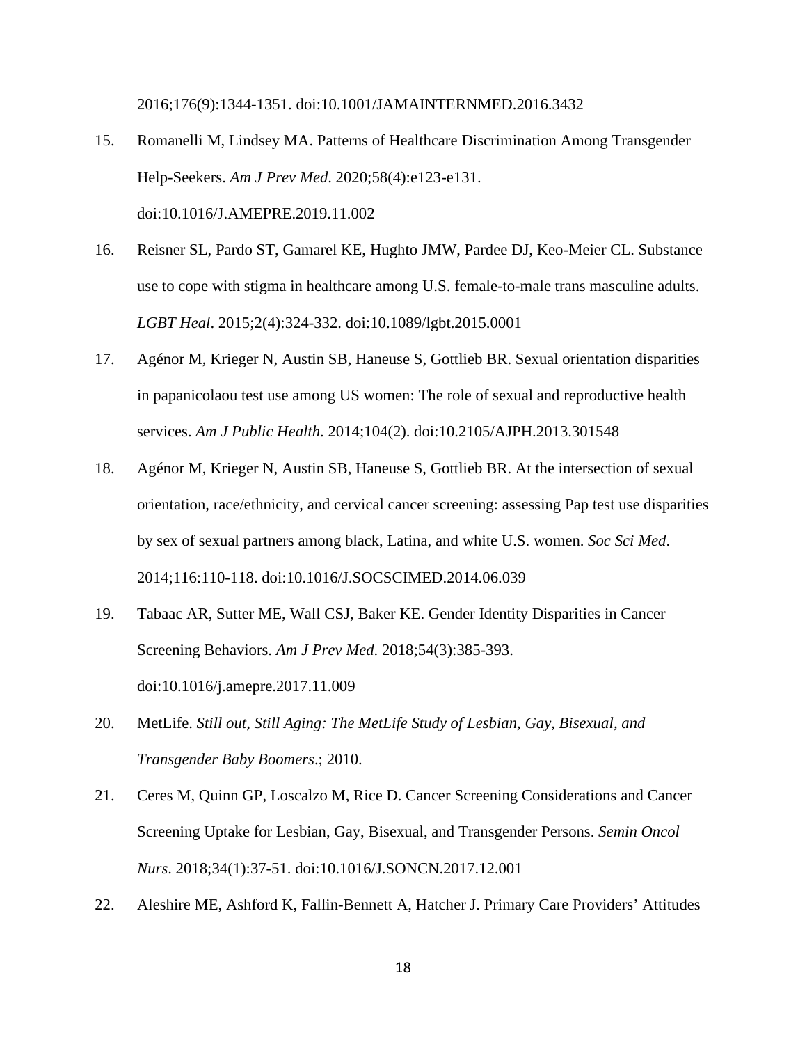2016;176(9):1344-1351. doi:10.1001/JAMAINTERNMED.2016.3432

15. Romanelli M, Lindsey MA. Patterns of Healthcare Discrimination Among Transgender Help-Seekers. *Am J Prev Med*. 2020;58(4):e123-e131. doi:10.1016/J.AMEPRE.2019.11.002

16. Reisner SL, Pardo ST, Gamarel KE, Hughto JMW, Pardee DJ, Keo-Meier CL. Substance use to cope with stigma in healthcare among U.S. female-to-male trans masculine adults. *LGBT Heal*. 2015;2(4):324-332. doi:10.1089/lgbt.2015.0001

17. Agénor M, Krieger N, Austin SB, Haneuse S, Gottlieb BR. Sexual orientation disparities in papanicolaou test use among US women: The role of sexual and reproductive health services. *Am J Public Health*. 2014;104(2). doi:10.2105/AJPH.2013.301548

18. Agénor M, Krieger N, Austin SB, Haneuse S, Gottlieb BR. At the intersection of sexual orientation, race/ethnicity, and cervical cancer screening: assessing Pap test use disparities by sex of sexual partners among black, Latina, and white U.S. women. *Soc Sci Med*. 2014;116:110-118. doi:10.1016/J.SOCSCIMED.2014.06.039

19. Tabaac AR, Sutter ME, Wall CSJ, Baker KE. Gender Identity Disparities in Cancer Screening Behaviors. *Am J Prev Med*. 2018;54(3):385-393. doi:10.1016/j.amepre.2017.11.009

20. MetLife. *Still out, Still Aging: The MetLife Study of Lesbian, Gay, Bisexual, and Transgender Baby Boomers*.; 2010.

21. Ceres M, Quinn GP, Loscalzo M, Rice D. Cancer Screening Considerations and Cancer Screening Uptake for Lesbian, Gay, Bisexual, and Transgender Persons. *Semin Oncol Nurs*. 2018;34(1):37-51. doi:10.1016/J.SONCN.2017.12.001

22. Aleshire ME, Ashford K, Fallin-Bennett A, Hatcher J. Primary Care Providers' Attitudes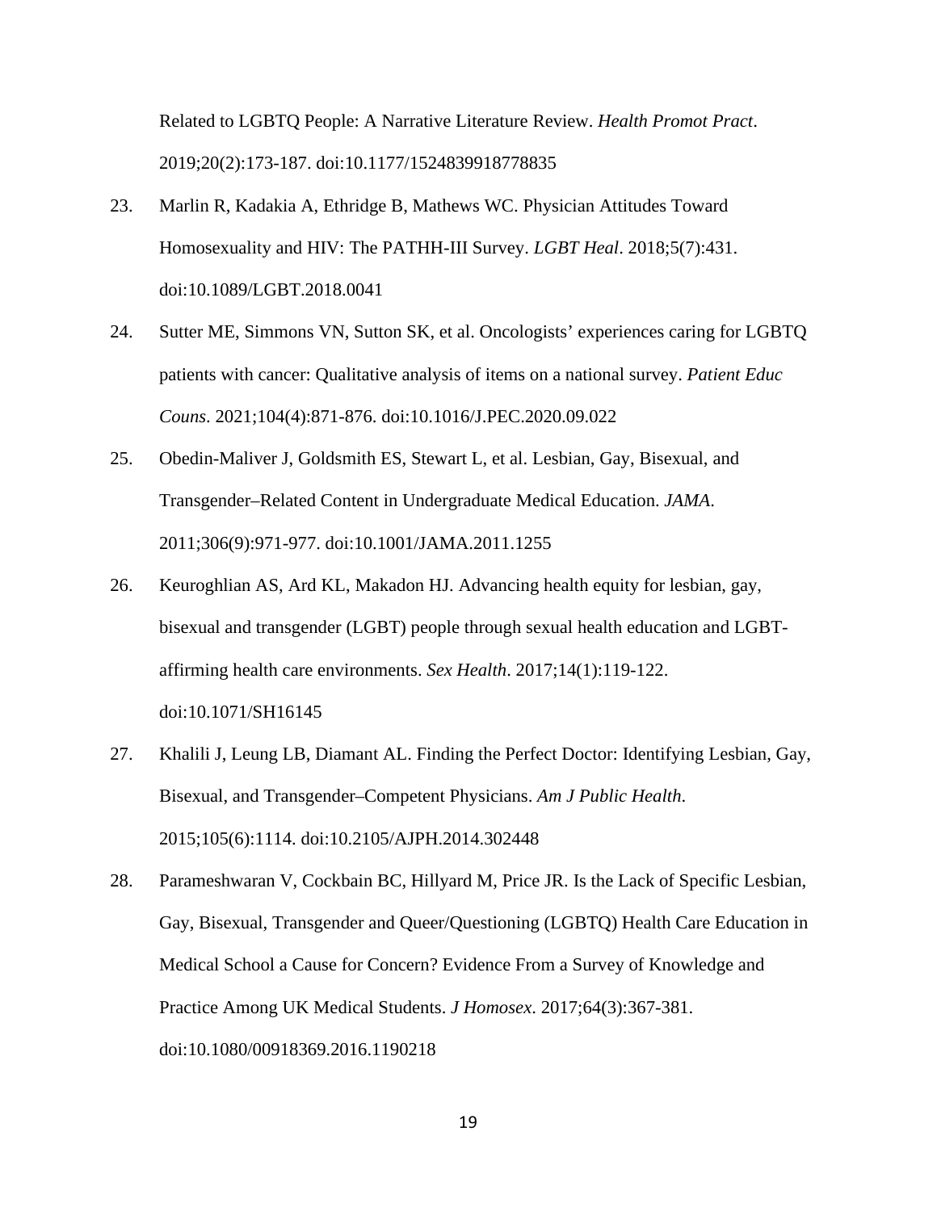Related to LGBTQ People: A Narrative Literature Review. *Health Promot Pract*. 2019;20(2):173-187. doi:10.1177/1524839918778835

23. Marlin R, Kadakia A, Ethridge B, Mathews WC. Physician Attitudes Toward Homosexuality and HIV: The PATHH-III Survey. *LGBT Heal*. 2018;5(7):431. doi:10.1089/LGBT.2018.0041

24. Sutter ME, Simmons VN, Sutton SK, et al. Oncologists' experiences caring for LGBTQ patients with cancer: Qualitative analysis of items on a national survey. *Patient Educ Couns*. 2021;104(4):871-876. doi:10.1016/J.PEC.2020.09.022

25. Obedin-Maliver J, Goldsmith ES, Stewart L, et al. Lesbian, Gay, Bisexual, and Transgender–Related Content in Undergraduate Medical Education. *JAMA*. 2011;306(9):971-977. doi:10.1001/JAMA.2011.1255

26. Keuroghlian AS, Ard KL, Makadon HJ. Advancing health equity for lesbian, gay, bisexual and transgender (LGBT) people through sexual health education and LGBT-affirming health care environments. *Sex Health*. 2017;14(1):119-122. doi:10.1071/SH16145

27. Khalili J, Leung LB, Diamant AL. Finding the Perfect Doctor: Identifying Lesbian, Gay, Bisexual, and Transgender–Competent Physicians. *Am J Public Health*. 2015;105(6):1114. doi:10.2105/AJPH.2014.302448

28. Parameshwaran V, Cockbain BC, Hillyard M, Price JR. Is the Lack of Specific Lesbian, Gay, Bisexual, Transgender and Queer/Questioning (LGBTQ) Health Care Education in Medical School a Cause for Concern? Evidence From a Survey of Knowledge and Practice Among UK Medical Students. *J Homosex*. 2017;64(3):367-381. doi:10.1080/00918369.2016.1190218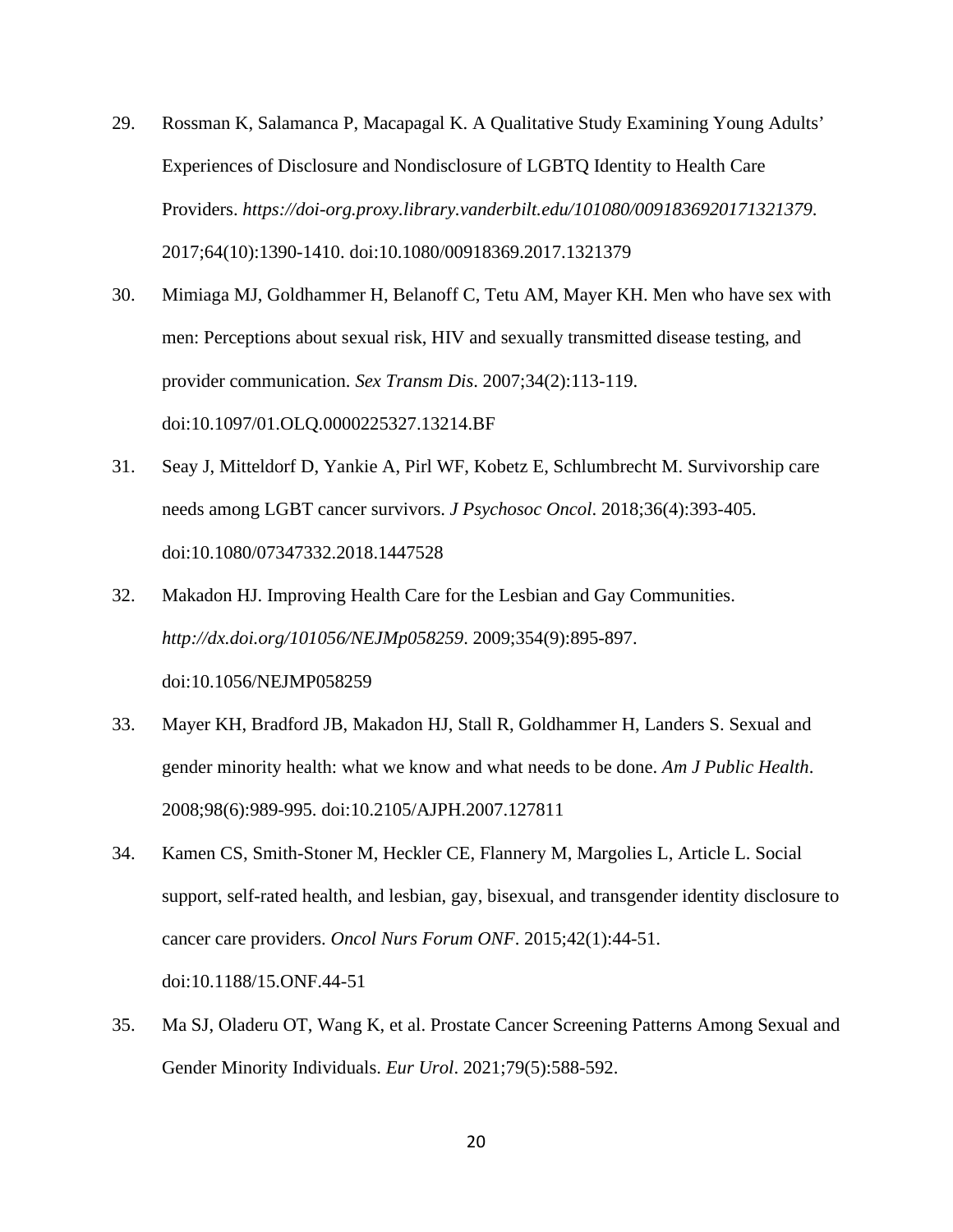29. Rossman K, Salamanca P, Macapagal K. A Qualitative Study Examining Young Adults' Experiences of Disclosure and Nondisclosure of LGBTQ Identity to Health Care Providers. *https://doi-org.proxy.library.vanderbilt.edu/101080/0091836920171321379*. 2017;64(10):1390-1410. doi:10.1080/00918369.2017.1321379

30. Mimiaga MJ, Goldhammer H, Belanoff C, Tetu AM, Mayer KH. Men who have sex with men: Perceptions about sexual risk, HIV and sexually transmitted disease testing, and provider communication. *Sex Transm Dis*. 2007;34(2):113-119. doi:10.1097/01.OLQ.0000225327.13214.BF

31. Seay J, Mitteldorf D, Yankie A, Pirl WF, Kobetz E, Schlumbrecht M. Survivorship care needs among LGBT cancer survivors. *J Psychosoc Oncol*. 2018;36(4):393-405. doi:10.1080/07347332.2018.1447528

32. Makadon HJ. Improving Health Care for the Lesbian and Gay Communities. *http://dx.doi.org/101056/NEJMp058259*. 2009;354(9):895-897. doi:10.1056/NEJMP058259

33. Mayer KH, Bradford JB, Makadon HJ, Stall R, Goldhammer H, Landers S. Sexual and gender minority health: what we know and what needs to be done. *Am J Public Health*. 2008;98(6):989-995. doi:10.2105/AJPH.2007.127811

34. Kamen CS, Smith-Stoner M, Heckler CE, Flannery M, Margolies L, Article L. Social support, self-rated health, and lesbian, gay, bisexual, and transgender identity disclosure to cancer care providers. *Oncol Nurs Forum ONF*. 2015;42(1):44-51. doi:10.1188/15.ONF.44-51

35. Ma SJ, Oladeru OT, Wang K, et al. Prostate Cancer Screening Patterns Among Sexual and Gender Minority Individuals. *Eur Urol*. 2021;79(5):588-592.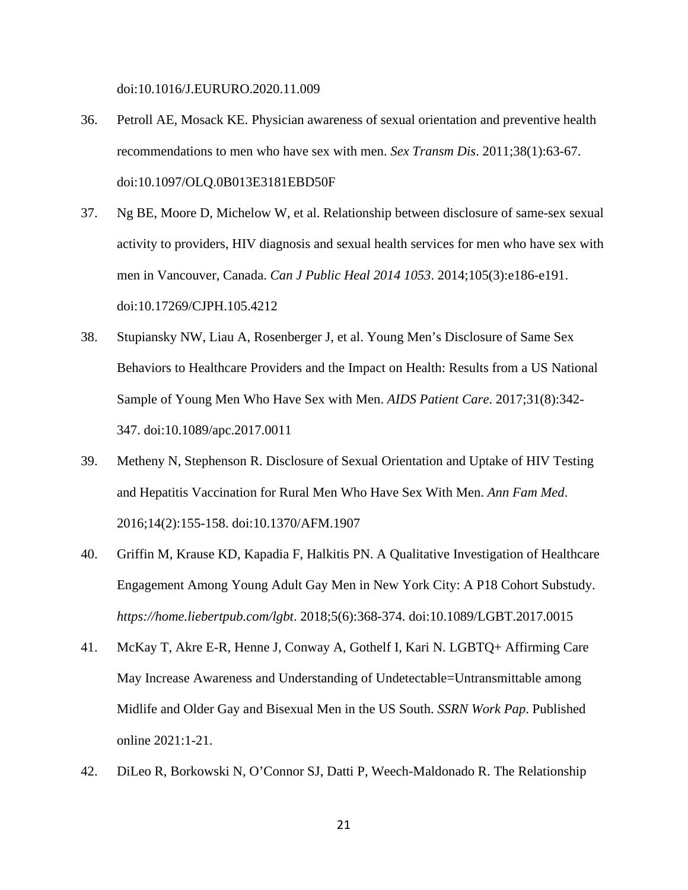doi:10.1016/J.EURURO.2020.11.009

36. Petroll AE, Mosack KE. Physician awareness of sexual orientation and preventive health recommendations to men who have sex with men. *Sex Transm Dis*. 2011;38(1):63-67. doi:10.1097/OLQ.0B013E3181EBD50F

37. Ng BE, Moore D, Michelow W, et al. Relationship between disclosure of same-sex sexual activity to providers, HIV diagnosis and sexual health services for men who have sex with men in Vancouver, Canada. *Can J Public Heal 2014 1053*. 2014;105(3):e186-e191. doi:10.17269/CJPH.105.4212

38. Stupiansky NW, Liau A, Rosenberger J, et al. Young Men's Disclosure of Same Sex Behaviors to Healthcare Providers and the Impact on Health: Results from a US National Sample of Young Men Who Have Sex with Men. *AIDS Patient Care*. 2017;31(8):342-347. doi:10.1089/apc.2017.0011

39. Metheny N, Stephenson R. Disclosure of Sexual Orientation and Uptake of HIV Testing and Hepatitis Vaccination for Rural Men Who Have Sex With Men. *Ann Fam Med*. 2016;14(2):155-158. doi:10.1370/AFM.1907

40. Griffin M, Krause KD, Kapadia F, Halkitis PN. A Qualitative Investigation of Healthcare Engagement Among Young Adult Gay Men in New York City: A P18 Cohort Substudy. *https://home.liebertpub.com/lgbt*. 2018;5(6):368-374. doi:10.1089/LGBT.2017.0015

41. McKay T, Akre E-R, Henne J, Conway A, Gothelf I, Kari N. LGBTQ+ Affirming Care May Increase Awareness and Understanding of Undetectable=Untransmittable among Midlife and Older Gay and Bisexual Men in the US South. *SSRN Work Pap*. Published online 2021:1-21.

42. DiLeo R, Borkowski N, O'Connor SJ, Datti P, Weech-Maldonado R. The Relationship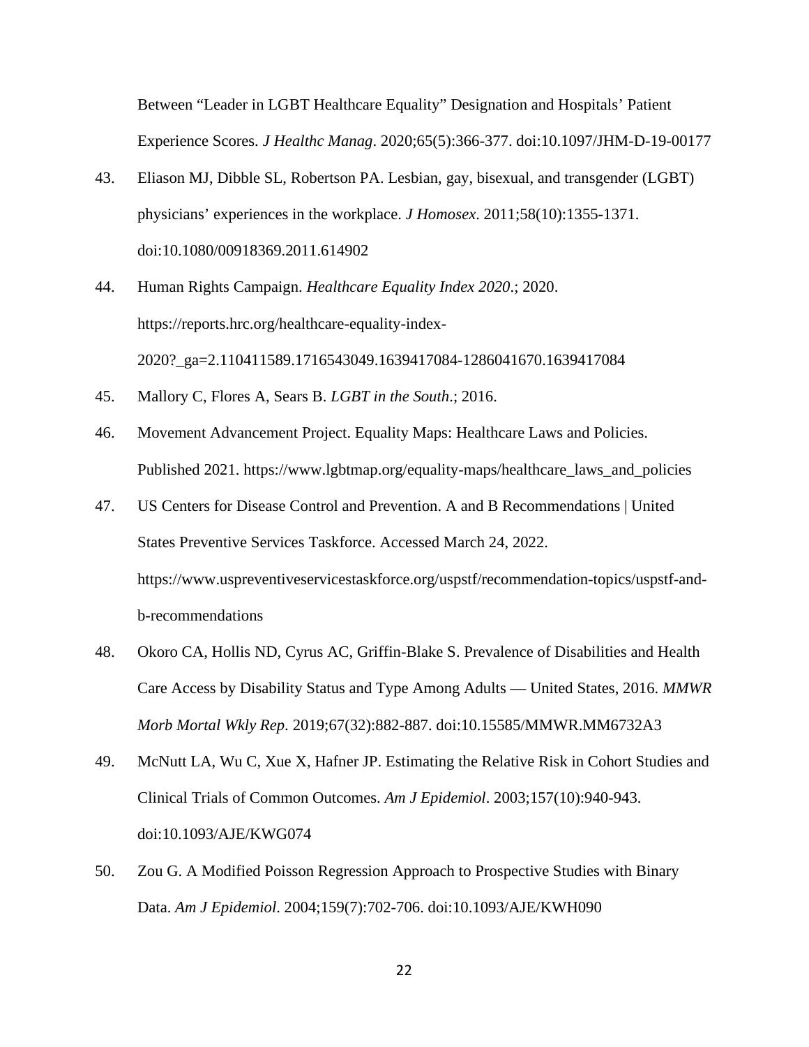Between "Leader in LGBT Healthcare Equality" Designation and Hospitals' Patient Experience Scores. *J Healthc Manag*. 2020;65(5):366-377. doi:10.1097/JHM-D-19-00177

43. Eliason MJ, Dibble SL, Robertson PA. Lesbian, gay, bisexual, and transgender (LGBT) physicians' experiences in the workplace. *J Homosex*. 2011;58(10):1355-1371. doi:10.1080/00918369.2011.614902

44. Human Rights Campaign. *Healthcare Equality Index 2020*.; 2020. https://reports.hrc.org/healthcare-equality-index-2020?_ga=2.110411589.1716543049.1639417084-1286041670.1639417084

45. Mallory C, Flores A, Sears B. *LGBT in the South*.; 2016.

46. Movement Advancement Project. Equality Maps: Healthcare Laws and Policies. Published 2021. https://www.lgbtmap.org/equality-maps/healthcare_laws_and_policies

47. US Centers for Disease Control and Prevention. A and B Recommendations | United States Preventive Services Taskforce. Accessed March 24, 2022. https://www.uspreventiveservicestaskforce.org/uspstf/recommendation-topics/uspstf-and-b-recommendations

48. Okoro CA, Hollis ND, Cyrus AC, Griffin-Blake S. Prevalence of Disabilities and Health Care Access by Disability Status and Type Among Adults — United States, 2016. *MMWR Morb Mortal Wkly Rep*. 2019;67(32):882-887. doi:10.15585/MMWR.MM6732A3

49. McNutt LA, Wu C, Xue X, Hafner JP. Estimating the Relative Risk in Cohort Studies and Clinical Trials of Common Outcomes. *Am J Epidemiol*. 2003;157(10):940-943. doi:10.1093/AJE/KWG074

50. Zou G. A Modified Poisson Regression Approach to Prospective Studies with Binary Data. *Am J Epidemiol*. 2004;159(7):702-706. doi:10.1093/AJE/KWH090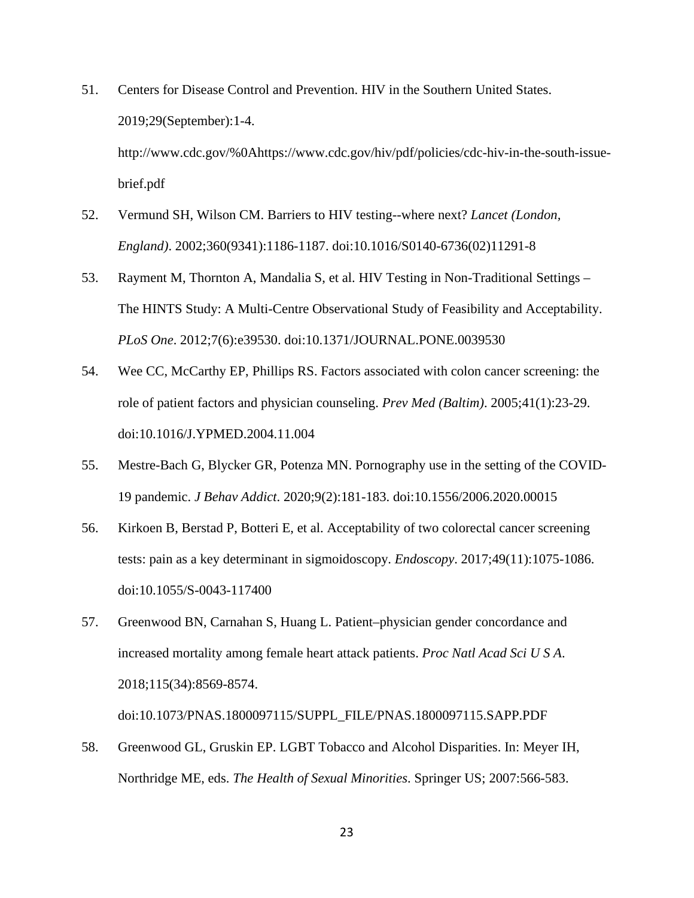51. Centers for Disease Control and Prevention. HIV in the Southern United States. 2019;29(September):1-4. http://www.cdc.gov/%0Ahttps://www.cdc.gov/hiv/pdf/policies/cdc-hiv-in-the-south-issue-brief.pdf
52. Vermund SH, Wilson CM. Barriers to HIV testing--where next? *Lancet (London, England)*. 2002;360(9341):1186-1187. doi:10.1016/S0140-6736(02)11291-8
53. Rayment M, Thornton A, Mandalia S, et al. HIV Testing in Non-Traditional Settings – The HINTS Study: A Multi-Centre Observational Study of Feasibility and Acceptability. *PLoS One*. 2012;7(6):e39530. doi:10.1371/JOURNAL.PONE.0039530
54. Wee CC, McCarthy EP, Phillips RS. Factors associated with colon cancer screening: the role of patient factors and physician counseling. *Prev Med (Baltim)*. 2005;41(1):23-29. doi:10.1016/J.YPMED.2004.11.004
55. Mestre-Bach G, Blycker GR, Potenza MN. Pornography use in the setting of the COVID-19 pandemic. *J Behav Addict*. 2020;9(2):181-183. doi:10.1556/2006.2020.00015
56. Kirkoen B, Berstad P, Botteri E, et al. Acceptability of two colorectal cancer screening tests: pain as a key determinant in sigmoidoscopy. *Endoscopy*. 2017;49(11):1075-1086. doi:10.1055/S-0043-117400
57. Greenwood BN, Carnahan S, Huang L. Patient–physician gender concordance and increased mortality among female heart attack patients. *Proc Natl Acad Sci U S A*. 2018;115(34):8569-8574. doi:10.1073/PNAS.1800097115/SUPPL_FILE/PNAS.1800097115.SAPP.PDF
58. Greenwood GL, Gruskin EP. LGBT Tobacco and Alcohol Disparities. In: Meyer IH, Northridge ME, eds. *The Health of Sexual Minorities*. Springer US; 2007:566-583.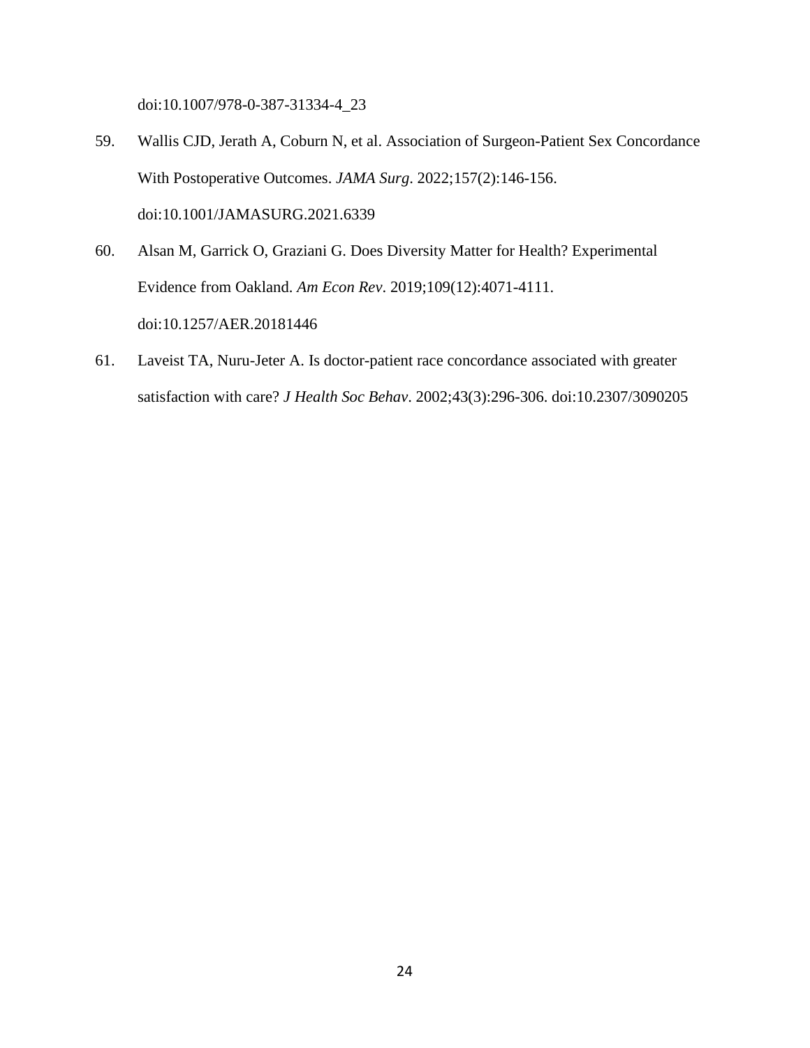doi:10.1007/978-0-387-31334-4_23

59. Wallis CJD, Jerath A, Coburn N, et al. Association of Surgeon-Patient Sex Concordance With Postoperative Outcomes. *JAMA Surg*. 2022;157(2):146-156. doi:10.1001/JAMASURG.2021.6339

60. Alsan M, Garrick O, Graziani G. Does Diversity Matter for Health? Experimental Evidence from Oakland. *Am Econ Rev*. 2019;109(12):4071-4111. doi:10.1257/AER.20181446

61. Laveist TA, Nuru-Jeter A. Is doctor-patient race concordance associated with greater satisfaction with care? *J Health Soc Behav*. 2002;43(3):296-306. doi:10.2307/3090205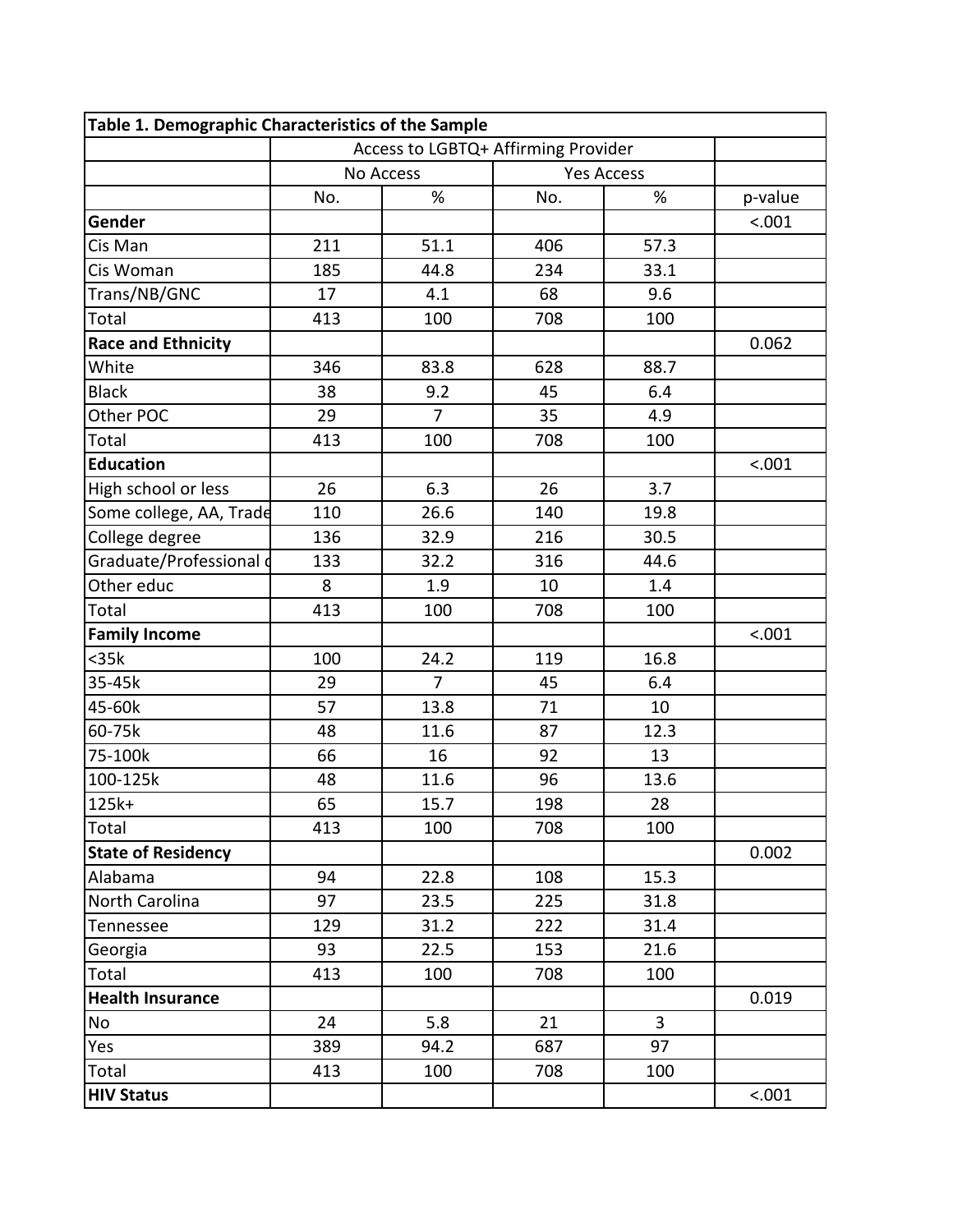| Table 1. Demographic Characteristics of the Sample | | | | | |
|---|---|---|---|---|---|
| | Access to LGBTQ+ Affirming Provider | | | | |
| | No Access | | Yes Access | | |
| | No. | % | No. | % | p-value |
| **Gender** | | | | | <.001 |
| Cis Man | 211 | 51.1 | 406 | 57.3 | |
| Cis Woman | 185 | 44.8 | 234 | 33.1 | |
| Trans/NB/GNC | 17 | 4.1 | 68 | 9.6 | |
| Total | 413 | 100 | 708 | 100 | |
| **Race and Ethnicity** | | | | | 0.062 |
| White | 346 | 83.8 | 628 | 88.7 | |
| Black | 38 | 9.2 | 45 | 6.4 | |
| Other POC | 29 | 7 | 35 | 4.9 | |
| Total | 413 | 100 | 708 | 100 | |
| **Education** | | | | | <.001 |
| High school or less | 26 | 6.3 | 26 | 3.7 | |
| Some college, AA, Trade | 110 | 26.6 | 140 | 19.8 | |
| College degree | 136 | 32.9 | 216 | 30.5 | |
| Graduate/Professional d | 133 | 32.2 | 316 | 44.6 | |
| Other educ | 8 | 1.9 | 10 | 1.4 | |
| Total | 413 | 100 | 708 | 100 | |
| **Family Income** | | | | | <.001 |
| <35k | 100 | 24.2 | 119 | 16.8 | |
| 35-45k | 29 | 7 | 45 | 6.4 | |
| 45-60k | 57 | 13.8 | 71 | 10 | |
| 60-75k | 48 | 11.6 | 87 | 12.3 | |
| 75-100k | 66 | 16 | 92 | 13 | |
| 100-125k | 48 | 11.6 | 96 | 13.6 | |
| 125k+ | 65 | 15.7 | 198 | 28 | |
| Total | 413 | 100 | 708 | 100 | |
| **State of Residency** | | | | | 0.002 |
| Alabama | 94 | 22.8 | 108 | 15.3 | |
| North Carolina | 97 | 23.5 | 225 | 31.8 | |
| Tennessee | 129 | 31.2 | 222 | 31.4 | |
| Georgia | 93 | 22.5 | 153 | 21.6 | |
| Total | 413 | 100 | 708 | 100 | |
| **Health Insurance** | | | | | 0.019 |
| No | 24 | 5.8 | 21 | 3 | |
| Yes | 389 | 94.2 | 687 | 97 | |
| Total | 413 | 100 | 708 | 100 | |
| **HIV Status** | | | | | <.001 |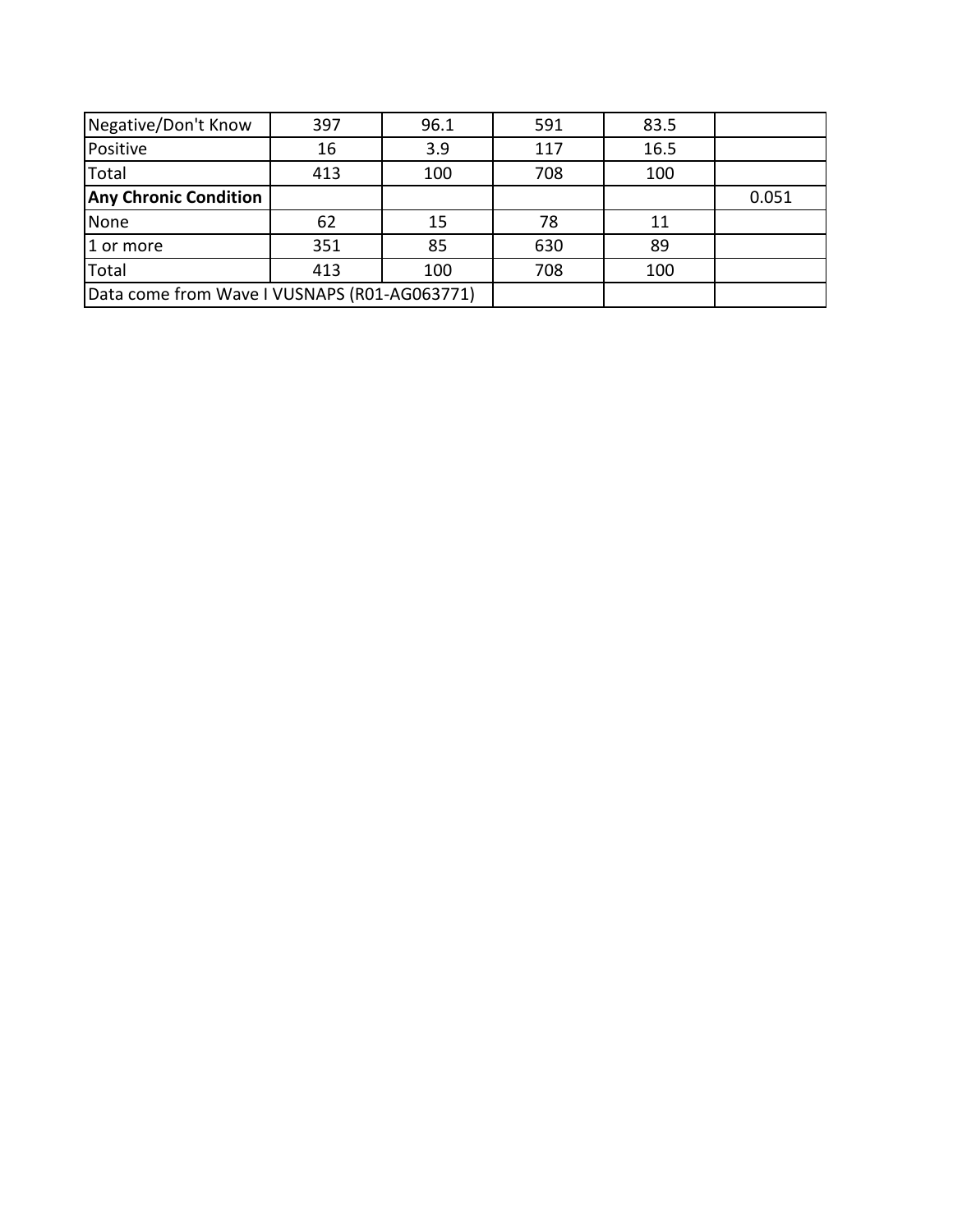| | | | | | |
|---|---|---|---|---|---|
| Negative/Don't Know | 397 | 96.1 | 591 | 83.5 | |
| Positive | 16 | 3.9 | 117 | 16.5 | |
| Total | 413 | 100 | 708 | 100 | |
| **Any Chronic Condition** | | | | | 0.051 |
| None | 62 | 15 | 78 | 11 | |
| 1 or more | 351 | 85 | 630 | 89 | |
| Total | 413 | 100 | 708 | 100 | |
| Data come from Wave I VUSNAPS (R01-AG063771) | | | | | |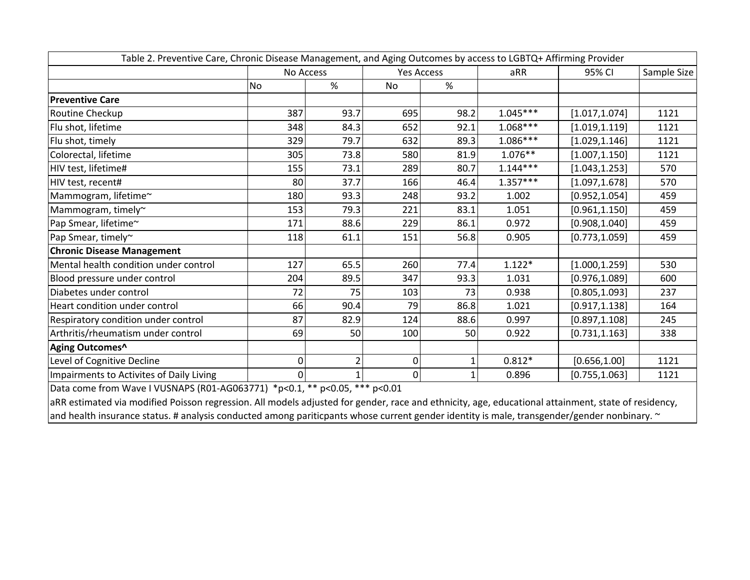Table 2. Preventive Care, Chronic Disease Management, and Aging Outcomes by access to LGBTQ+ Affirming Provider

| | No Access | | Yes Access | | aRR | 95% CI | Sample Size |
|---|---|---|---|---|---|---|---|
| | No | % | No | % | | | |
| **Preventive Care** | | | | | | | |
| Routine Checkup | 387 | 93.7 | 695 | 98.2 | 1.045*** | [1.017,1.074] | 1121 |
| Flu shot, lifetime | 348 | 84.3 | 652 | 92.1 | 1.068*** | [1.019,1.119] | 1121 |
| Flu shot, timely | 329 | 79.7 | 632 | 89.3 | 1.086*** | [1.029,1.146] | 1121 |
| Colorectal, lifetime | 305 | 73.8 | 580 | 81.9 | 1.076** | [1.007,1.150] | 1121 |
| HIV test, lifetime# | 155 | 73.1 | 289 | 80.7 | 1.144*** | [1.043,1.253] | 570 |
| HIV test, recent# | 80 | 37.7 | 166 | 46.4 | 1.357*** | [1.097,1.678] | 570 |
| Mammogram, lifetime~ | 180 | 93.3 | 248 | 93.2 | 1.002 | [0.952,1.054] | 459 |
| Mammogram, timely~ | 153 | 79.3 | 221 | 83.1 | 1.051 | [0.961,1.150] | 459 |
| Pap Smear, lifetime~ | 171 | 88.6 | 229 | 86.1 | 0.972 | [0.908,1.040] | 459 |
| Pap Smear, timely~ | 118 | 61.1 | 151 | 56.8 | 0.905 | [0.773,1.059] | 459 |
| **Chronic Disease Management** | | | | | | | |
| Mental health condition under control | 127 | 65.5 | 260 | 77.4 | 1.122* | [1.000,1.259] | 530 |
| Blood pressure under control | 204 | 89.5 | 347 | 93.3 | 1.031 | [0.976,1.089] | 600 |
| Diabetes under control | 72 | 75 | 103 | 73 | 0.938 | [0.805,1.093] | 237 |
| Heart condition under control | 66 | 90.4 | 79 | 86.8 | 1.021 | [0.917,1.138] | 164 |
| Respiratory condition under control | 87 | 82.9 | 124 | 88.6 | 0.997 | [0.897,1.108] | 245 |
| Arthritis/rheumatism under control | 69 | 50 | 100 | 50 | 0.922 | [0.731,1.163] | 338 |
| **Aging Outcomes^** | | | | | | | |
| Level of Cognitive Decline | 0 | 2 | 0 | 1 | 0.812* | [0.656,1.00] | 1121 |
| Impairments to Activites of Daily Living | 0 | 1 | 0 | 1 | 0.896 | [0.755,1.063] | 1121 |

Data come from Wave I VUSNAPS (R01-AG063771) *p<0.1, ** p<0.05, *** p<0.01

aRR estimated via modified Poisson regression. All models adjusted for gender, race and ethnicity, age, educational attainment, state of residency, and health insurance status. # analysis conducted among pariticpants whose current gender identity is male, transgender/gender nonbinary. ~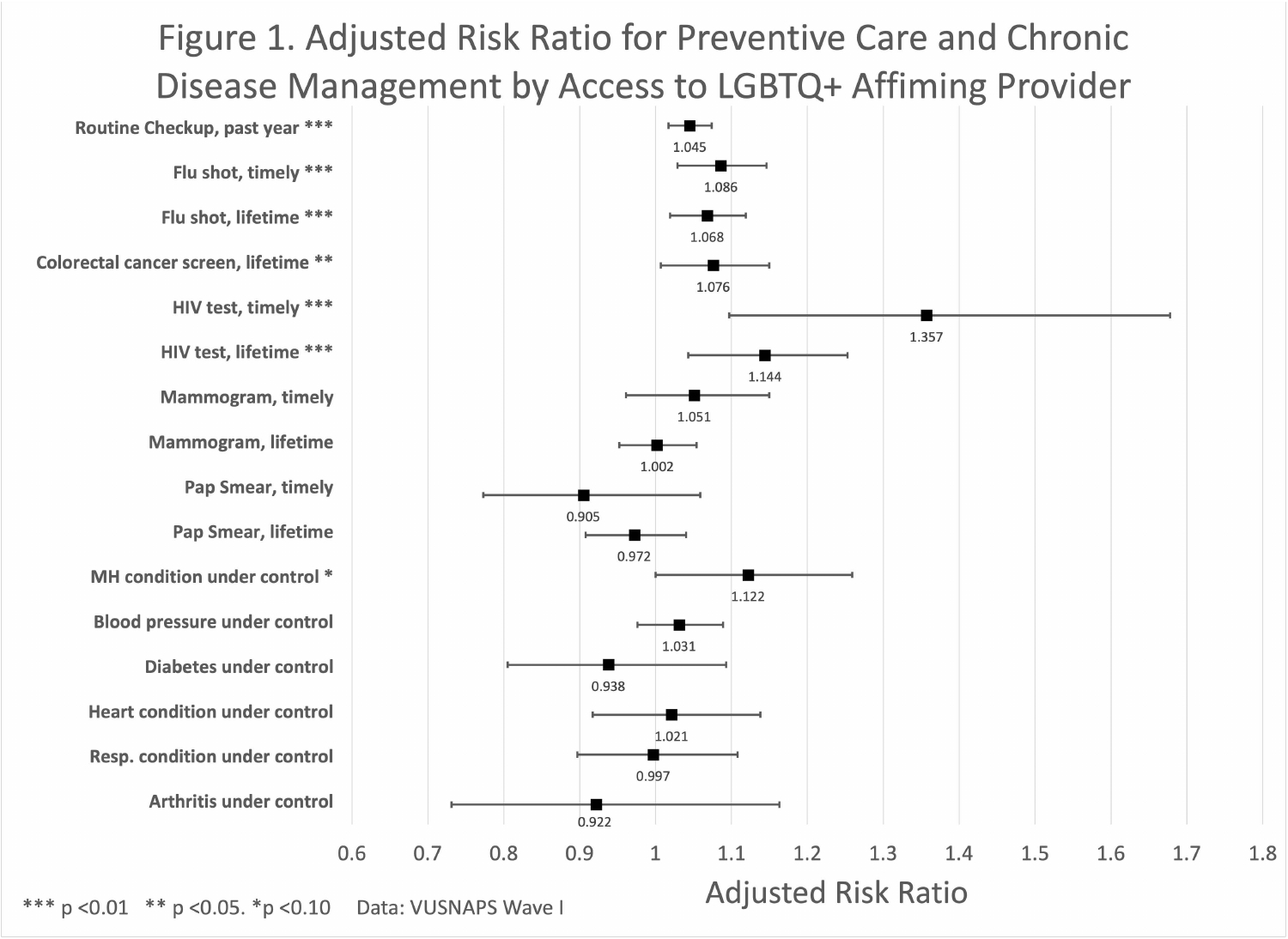Figure 1. Adjusted Risk Ratio for Preventive Care and Chronic Disease Management by Access to LGBTQ+ Affiming Provider

Routine Checkup, past year ***
1.045
Flu shot, timely ***
1.086
Flu shot, lifetime ***
1.068
Colorectal cancer screen, lifetime **
1.076
HIV test, timely ***
1.357
HIV test, lifetime ***
1.144
Mammogram, timely
1.051
Mammogram, lifetime
1.002
Pap Smear, timely
0.905
Pap Smear, lifetime
0.972
MH condition under control *
1.122
Blood pressure under control
1.031
Diabetes under control
0.938
Heart condition under control
1.021
Resp. condition under control
0.997
Arthritis under control
0.922

0.6 0.7 0.8 0.9 1 1.1 1.2 1.3 1.4 1.5 1.6 1.7 1.8

Adjusted Risk Ratio

*** p <0.01 ** p <0.05. *p <0.10 Data: VUSNAPS Wave I